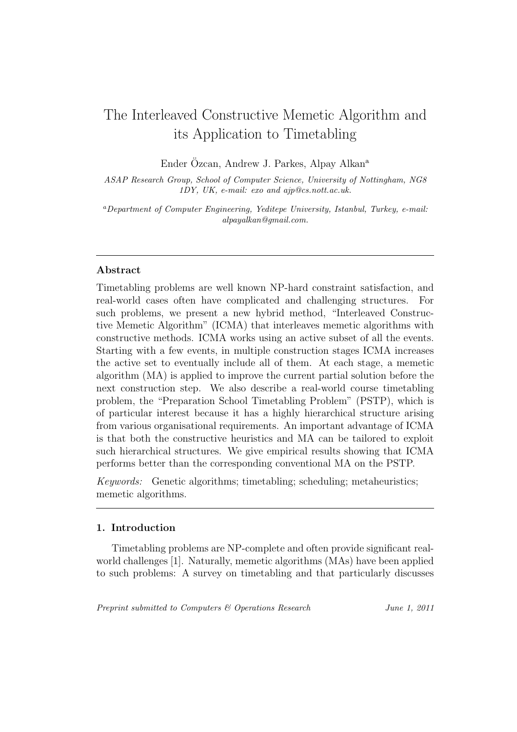# The Interleaved Constructive Memetic Algorithm and its Application to Timetabling

Ender Özcan, Andrew J. Parkes, Alpay Alkan[a]

*ASAP Research Group, School of Computer Science, University of Nottingham, NG8 1DY, UK, e-mail: exo and ajp@cs.nott.ac.uk.*

[a]*Department of Computer Engineering, Yeditepe University, Istanbul, Turkey, e-mail: alpayalkan@gmail.com.*

---

### Abstract

Timetabling problems are well known NP-hard constraint satisfaction, and real-world cases often have complicated and challenging structures. For such problems, we present a new hybrid method, "Interleaved Constructive Memetic Algorithm" (ICMA) that interleaves memetic algorithms with constructive methods. ICMA works using an active subset of all the events. Starting with a few events, in multiple construction stages ICMA increases the active set to eventually include all of them. At each stage, a memetic algorithm (MA) is applied to improve the current partial solution before the next construction step. We also describe a real-world course timetabling problem, the "Preparation School Timetabling Problem" (PSTP), which is of particular interest because it has a highly hierarchical structure arising from various organisational requirements. An important advantage of ICMA is that both the constructive heuristics and MA can be tailored to exploit such hierarchical structures. We give empirical results showing that ICMA performs better than the corresponding conventional MA on the PSTP.

*Keywords:* Genetic algorithms; timetabling; scheduling; metaheuristics; memetic algorithms.

---

### 1. Introduction

Timetabling problems are NP-complete and often provide significant real-world challenges [1]. Naturally, memetic algorithms (MAs) have been applied to such problems: A survey on timetabling and that particularly discusses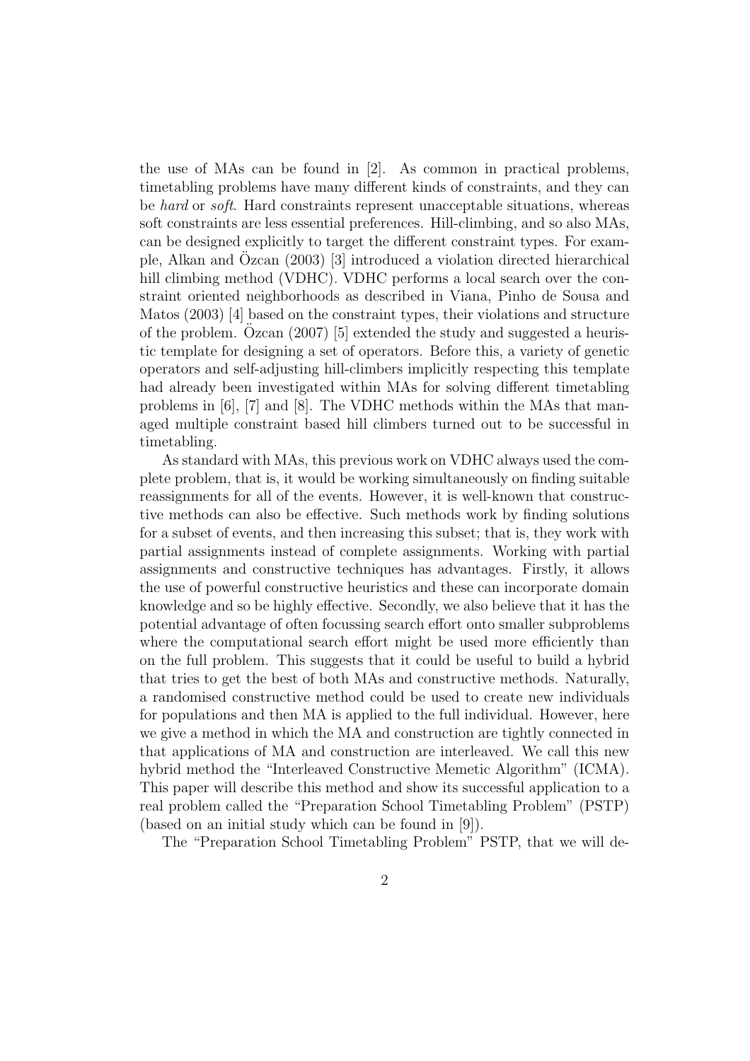the use of MAs can be found in [2]. As common in practical problems, timetabling problems have many different kinds of constraints, and they can be *hard* or *soft*. Hard constraints represent unacceptable situations, whereas soft constraints are less essential preferences. Hill-climbing, and so also MAs, can be designed explicitly to target the different constraint types. For example, Alkan and Özcan (2003) [3] introduced a violation directed hierarchical hill climbing method (VDHC). VDHC performs a local search over the constraint oriented neighborhoods as described in Viana, Pinho de Sousa and Matos (2003) [4] based on the constraint types, their violations and structure of the problem. Özcan (2007) [5] extended the study and suggested a heuristic template for designing a set of operators. Before this, a variety of genetic operators and self-adjusting hill-climbers implicitly respecting this template had already been investigated within MAs for solving different timetabling problems in [6], [7] and [8]. The VDHC methods within the MAs that managed multiple constraint based hill climbers turned out to be successful in timetabling.

As standard with MAs, this previous work on VDHC always used the complete problem, that is, it would be working simultaneously on finding suitable reassignments for all of the events. However, it is well-known that constructive methods can also be effective. Such methods work by finding solutions for a subset of events, and then increasing this subset; that is, they work with partial assignments instead of complete assignments. Working with partial assignments and constructive techniques has advantages. Firstly, it allows the use of powerful constructive heuristics and these can incorporate domain knowledge and so be highly effective. Secondly, we also believe that it has the potential advantage of often focussing search effort onto smaller subproblems where the computational search effort might be used more efficiently than on the full problem. This suggests that it could be useful to build a hybrid that tries to get the best of both MAs and constructive methods. Naturally, a randomised constructive method could be used to create new individuals for populations and then MA is applied to the full individual. However, here we give a method in which the MA and construction are tightly connected in that applications of MA and construction are interleaved. We call this new hybrid method the "Interleaved Constructive Memetic Algorithm" (ICMA). This paper will describe this method and show its successful application to a real problem called the "Preparation School Timetabling Problem" (PSTP) (based on an initial study which can be found in [9]).

The "Preparation School Timetabling Problem" PSTP, that we will de-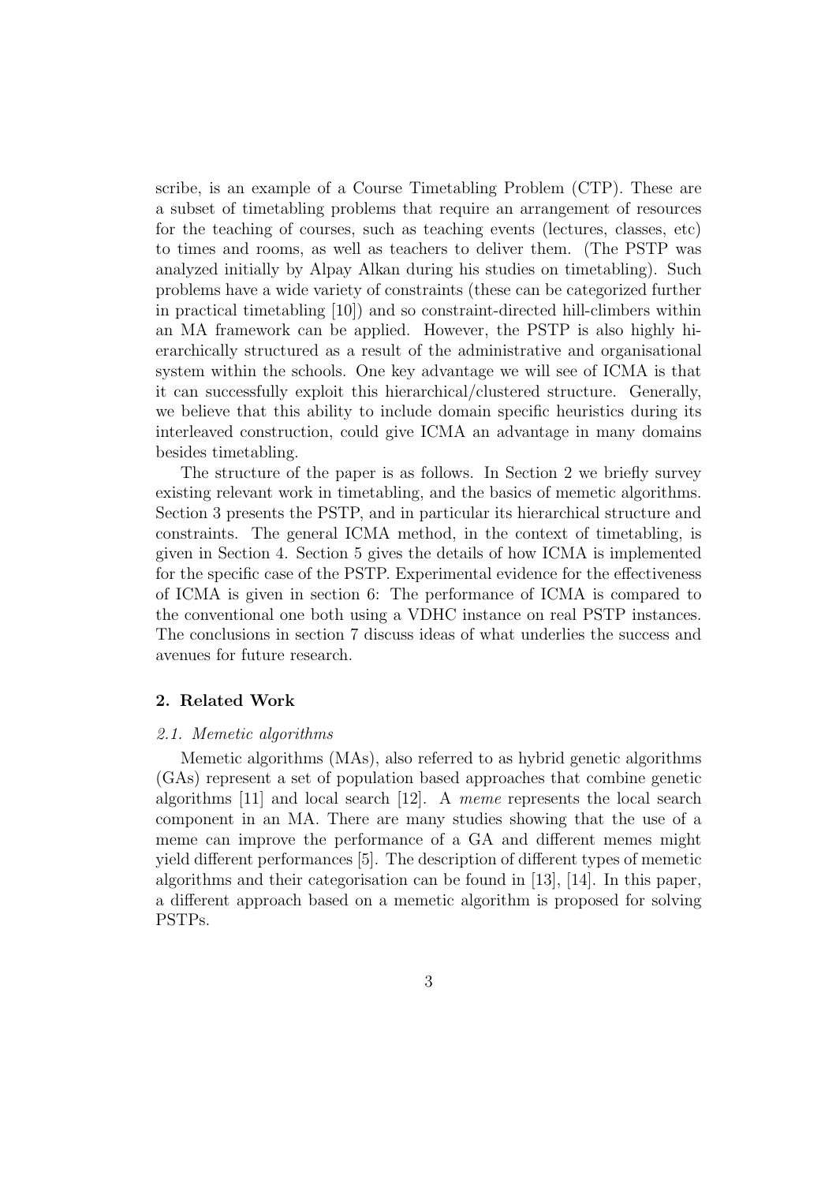scribe, is an example of a Course Timetabling Problem (CTP). These are a subset of timetabling problems that require an arrangement of resources for the teaching of courses, such as teaching events (lectures, classes, etc) to times and rooms, as well as teachers to deliver them. (The PSTP was analyzed initially by Alpay Alkan during his studies on timetabling). Such problems have a wide variety of constraints (these can be categorized further in practical timetabling [10]) and so constraint-directed hill-climbers within an MA framework can be applied. However, the PSTP is also highly hierarchically structured as a result of the administrative and organisational system within the schools. One key advantage we will see of ICMA is that it can successfully exploit this hierarchical/clustered structure. Generally, we believe that this ability to include domain specific heuristics during its interleaved construction, could give ICMA an advantage in many domains besides timetabling.

The structure of the paper is as follows. In Section 2 we briefly survey existing relevant work in timetabling, and the basics of memetic algorithms. Section 3 presents the PSTP, and in particular its hierarchical structure and constraints. The general ICMA method, in the context of timetabling, is given in Section 4. Section 5 gives the details of how ICMA is implemented for the specific case of the PSTP. Experimental evidence for the effectiveness of ICMA is given in section 6: The performance of ICMA is compared to the conventional one both using a VDHC instance on real PSTP instances. The conclusions in section 7 discuss ideas of what underlies the success and avenues for future research.

## 2. Related Work

### 2.1. Memetic algorithms

Memetic algorithms (MAs), also referred to as hybrid genetic algorithms (GAs) represent a set of population based approaches that combine genetic algorithms [11] and local search [12]. A *meme* represents the local search component in an MA. There are many studies showing that the use of a meme can improve the performance of a GA and different memes might yield different performances [5]. The description of different types of memetic algorithms and their categorisation can be found in [13], [14]. In this paper, a different approach based on a memetic algorithm is proposed for solving PSTPs.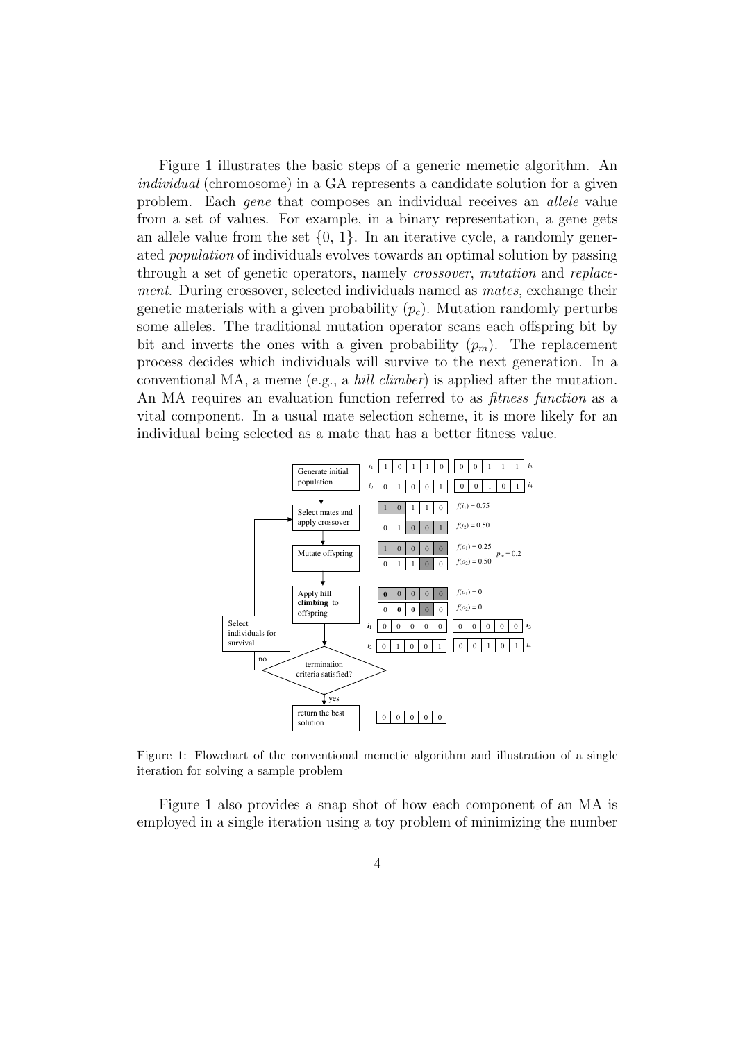Figure 1 illustrates the basic steps of a generic memetic algorithm. An *individual* (chromosome) in a GA represents a candidate solution for a given problem. Each *gene* that composes an individual receives an *allele* value from a set of values. For example, in a binary representation, a gene gets an allele value from the set {0, 1}. In an iterative cycle, a randomly generated *population* of individuals evolves towards an optimal solution by passing through a set of genetic operators, namely *crossover*, *mutation* and *replacement*. During crossover, selected individuals named as *mates*, exchange their genetic materials with a given probability ($p_c$). Mutation randomly perturbs some alleles. The traditional mutation operator scans each offspring bit by bit and inverts the ones with a given probability ($p_m$). The replacement process decides which individuals will survive to the next generation. In a conventional MA, a meme (e.g., a *hill climber*) is applied after the mutation. An MA requires an evaluation function referred to as *fitness function* as a vital component. In a usual mate selection scheme, it is more likely for an individual being selected as a mate that has a better fitness value.

Figure 1: Flowchart of the conventional memetic algorithm and illustration of a single iteration for solving a sample problem

Figure 1 also provides a snap shot of how each component of an MA is employed in a single iteration using a toy problem of minimizing the number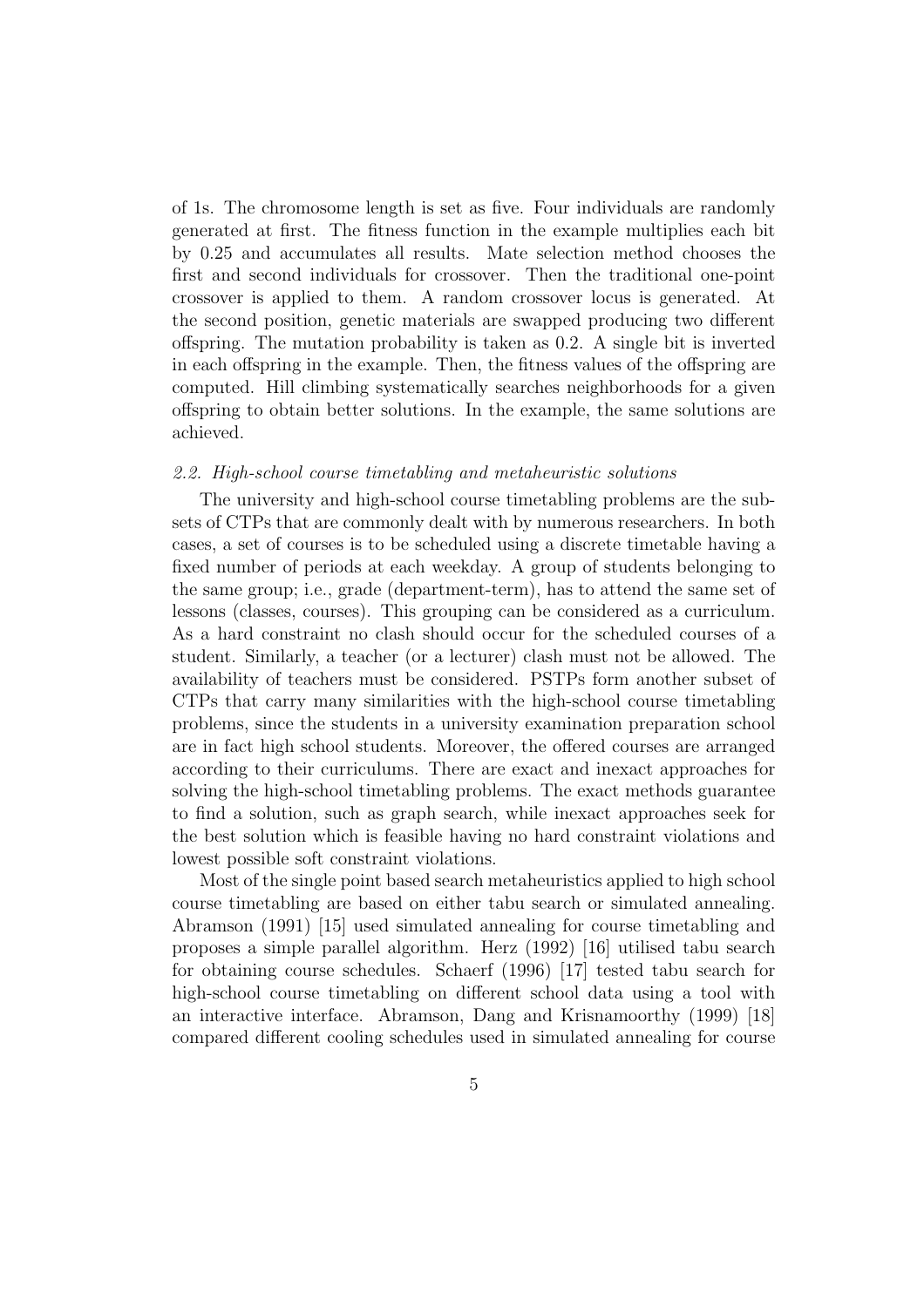of 1s. The chromosome length is set as five. Four individuals are randomly generated at first. The fitness function in the example multiplies each bit by 0.25 and accumulates all results. Mate selection method chooses the first and second individuals for crossover. Then the traditional one-point crossover is applied to them. A random crossover locus is generated. At the second position, genetic materials are swapped producing two different offspring. The mutation probability is taken as 0.2. A single bit is inverted in each offspring in the example. Then, the fitness values of the offspring are computed. Hill climbing systematically searches neighborhoods for a given offspring to obtain better solutions. In the example, the same solutions are achieved.

### *2.2. High-school course timetabling and metaheuristic solutions*

The university and high-school course timetabling problems are the subsets of CTPs that are commonly dealt with by numerous researchers. In both cases, a set of courses is to be scheduled using a discrete timetable having a fixed number of periods at each weekday. A group of students belonging to the same group; i.e., grade (department-term), has to attend the same set of lessons (classes, courses). This grouping can be considered as a curriculum. As a hard constraint no clash should occur for the scheduled courses of a student. Similarly, a teacher (or a lecturer) clash must not be allowed. The availability of teachers must be considered. PSTPs form another subset of CTPs that carry many similarities with the high-school course timetabling problems, since the students in a university examination preparation school are in fact high school students. Moreover, the offered courses are arranged according to their curriculums. There are exact and inexact approaches for solving the high-school timetabling problems. The exact methods guarantee to find a solution, such as graph search, while inexact approaches seek for the best solution which is feasible having no hard constraint violations and lowest possible soft constraint violations.

Most of the single point based search metaheuristics applied to high school course timetabling are based on either tabu search or simulated annealing. Abramson (1991) [15] used simulated annealing for course timetabling and proposes a simple parallel algorithm. Herz (1992) [16] utilised tabu search for obtaining course schedules. Schaerf (1996) [17] tested tabu search for high-school course timetabling on different school data using a tool with an interactive interface. Abramson, Dang and Krisnamoorthy (1999) [18] compared different cooling schedules used in simulated annealing for course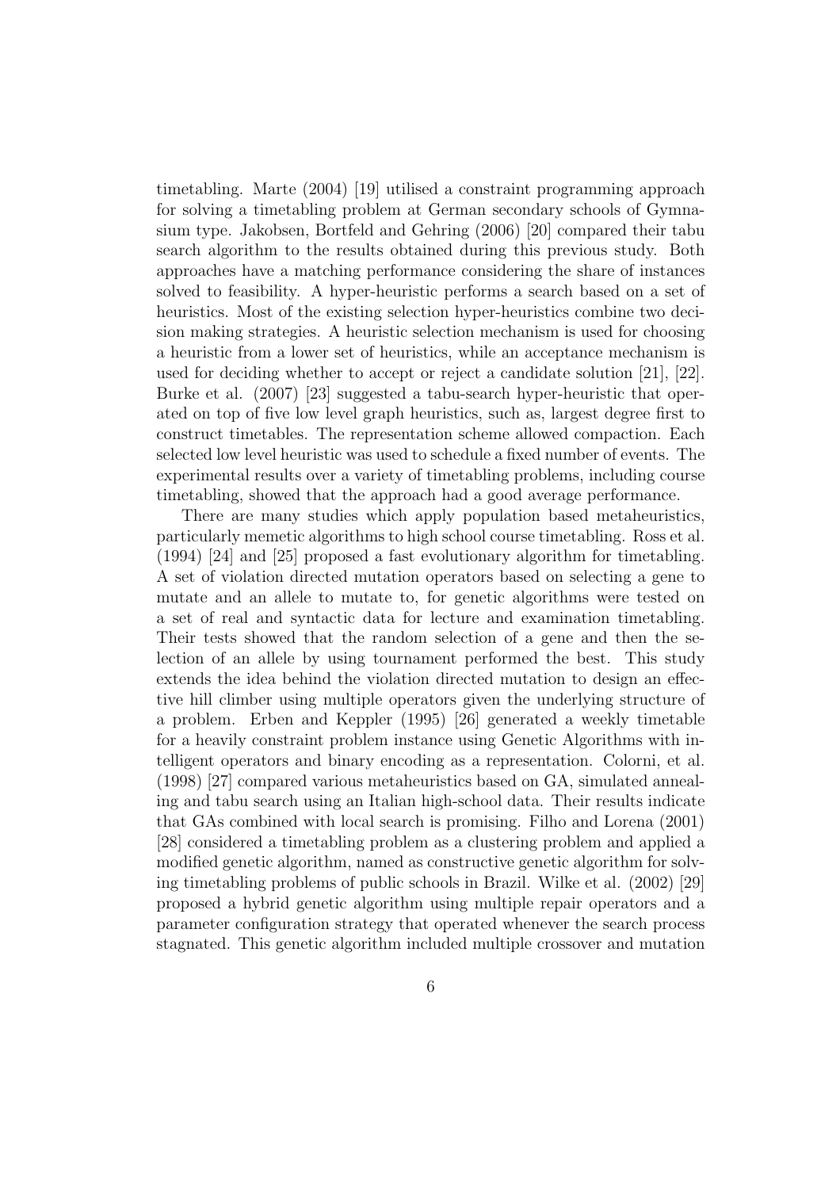timetabling. Marte (2004) [19] utilised a constraint programming approach for solving a timetabling problem at German secondary schools of Gymnasium type. Jakobsen, Bortfeld and Gehring (2006) [20] compared their tabu search algorithm to the results obtained during this previous study. Both approaches have a matching performance considering the share of instances solved to feasibility. A hyper-heuristic performs a search based on a set of heuristics. Most of the existing selection hyper-heuristics combine two decision making strategies. A heuristic selection mechanism is used for choosing a heuristic from a lower set of heuristics, while an acceptance mechanism is used for deciding whether to accept or reject a candidate solution [21], [22]. Burke et al. (2007) [23] suggested a tabu-search hyper-heuristic that operated on top of five low level graph heuristics, such as, largest degree first to construct timetables. The representation scheme allowed compaction. Each selected low level heuristic was used to schedule a fixed number of events. The experimental results over a variety of timetabling problems, including course timetabling, showed that the approach had a good average performance.

There are many studies which apply population based metaheuristics, particularly memetic algorithms to high school course timetabling. Ross et al. (1994) [24] and [25] proposed a fast evolutionary algorithm for timetabling. A set of violation directed mutation operators based on selecting a gene to mutate and an allele to mutate to, for genetic algorithms were tested on a set of real and syntactic data for lecture and examination timetabling. Their tests showed that the random selection of a gene and then the selection of an allele by using tournament performed the best. This study extends the idea behind the violation directed mutation to design an effective hill climber using multiple operators given the underlying structure of a problem. Erben and Keppler (1995) [26] generated a weekly timetable for a heavily constraint problem instance using Genetic Algorithms with intelligent operators and binary encoding as a representation. Colorni, et al. (1998) [27] compared various metaheuristics based on GA, simulated annealing and tabu search using an Italian high-school data. Their results indicate that GAs combined with local search is promising. Filho and Lorena (2001) [28] considered a timetabling problem as a clustering problem and applied a modified genetic algorithm, named as constructive genetic algorithm for solving timetabling problems of public schools in Brazil. Wilke et al. (2002) [29] proposed a hybrid genetic algorithm using multiple repair operators and a parameter configuration strategy that operated whenever the search process stagnated. This genetic algorithm included multiple crossover and mutation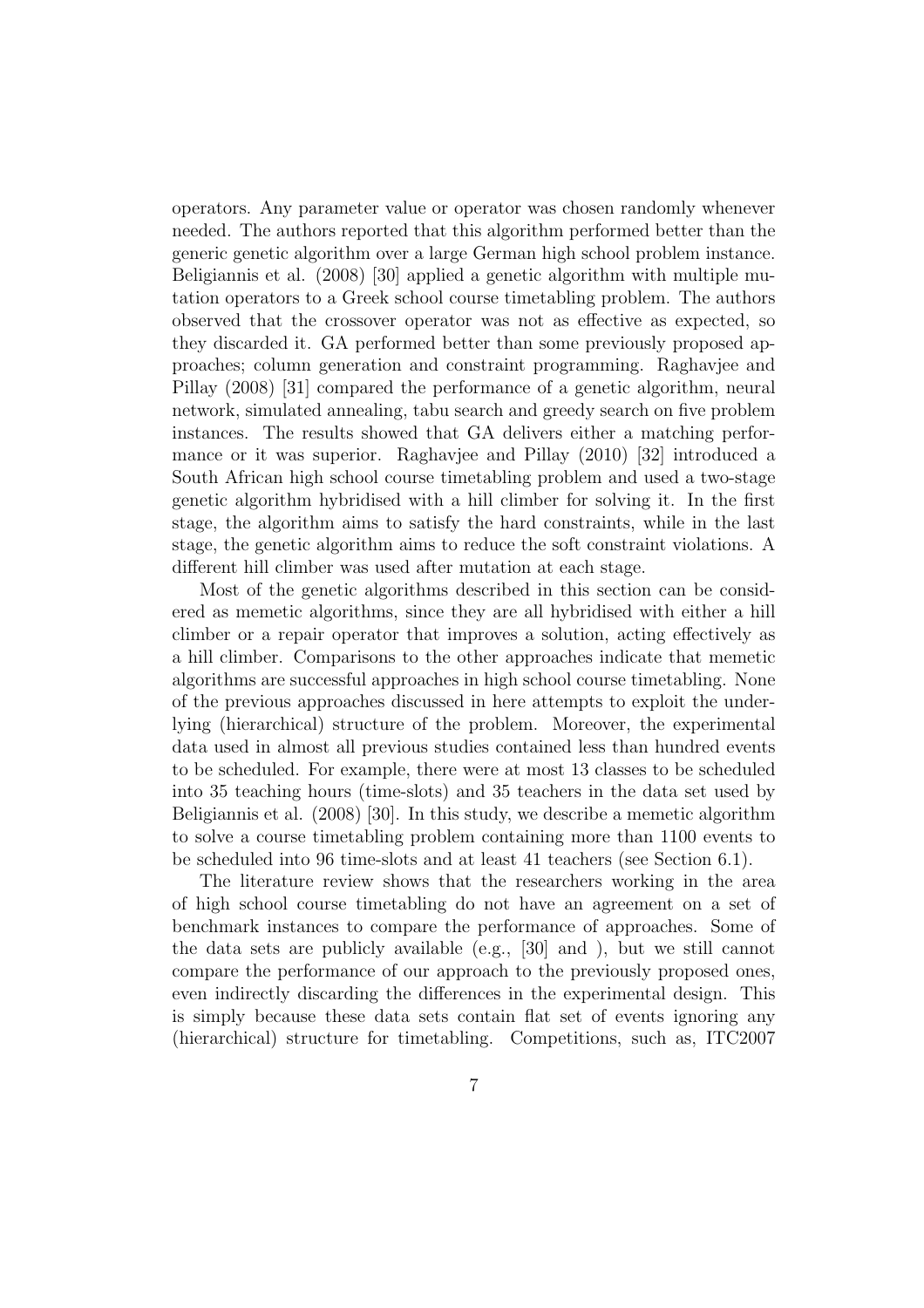operators. Any parameter value or operator was chosen randomly whenever needed. The authors reported that this algorithm performed better than the generic genetic algorithm over a large German high school problem instance. Beligiannis et al. (2008) [30] applied a genetic algorithm with multiple mutation operators to a Greek school course timetabling problem. The authors observed that the crossover operator was not as effective as expected, so they discarded it. GA performed better than some previously proposed approaches; column generation and constraint programming. Raghavjee and Pillay (2008) [31] compared the performance of a genetic algorithm, neural network, simulated annealing, tabu search and greedy search on five problem instances. The results showed that GA delivers either a matching performance or it was superior. Raghavjee and Pillay (2010) [32] introduced a South African high school course timetabling problem and used a two-stage genetic algorithm hybridised with a hill climber for solving it. In the first stage, the algorithm aims to satisfy the hard constraints, while in the last stage, the genetic algorithm aims to reduce the soft constraint violations. A different hill climber was used after mutation at each stage.

Most of the genetic algorithms described in this section can be considered as memetic algorithms, since they are all hybridised with either a hill climber or a repair operator that improves a solution, acting effectively as a hill climber. Comparisons to the other approaches indicate that memetic algorithms are successful approaches in high school course timetabling. None of the previous approaches discussed in here attempts to exploit the underlying (hierarchical) structure of the problem. Moreover, the experimental data used in almost all previous studies contained less than hundred events to be scheduled. For example, there were at most 13 classes to be scheduled into 35 teaching hours (time-slots) and 35 teachers in the data set used by Beligiannis et al. (2008) [30]. In this study, we describe a memetic algorithm to solve a course timetabling problem containing more than 1100 events to be scheduled into 96 time-slots and at least 41 teachers (see Section 6.1).

The literature review shows that the researchers working in the area of high school course timetabling do not have an agreement on a set of benchmark instances to compare the performance of approaches. Some of the data sets are publicly available (e.g., [30] and ), but we still cannot compare the performance of our approach to the previously proposed ones, even indirectly discarding the differences in the experimental design. This is simply because these data sets contain flat set of events ignoring any (hierarchical) structure for timetabling. Competitions, such as, ITC2007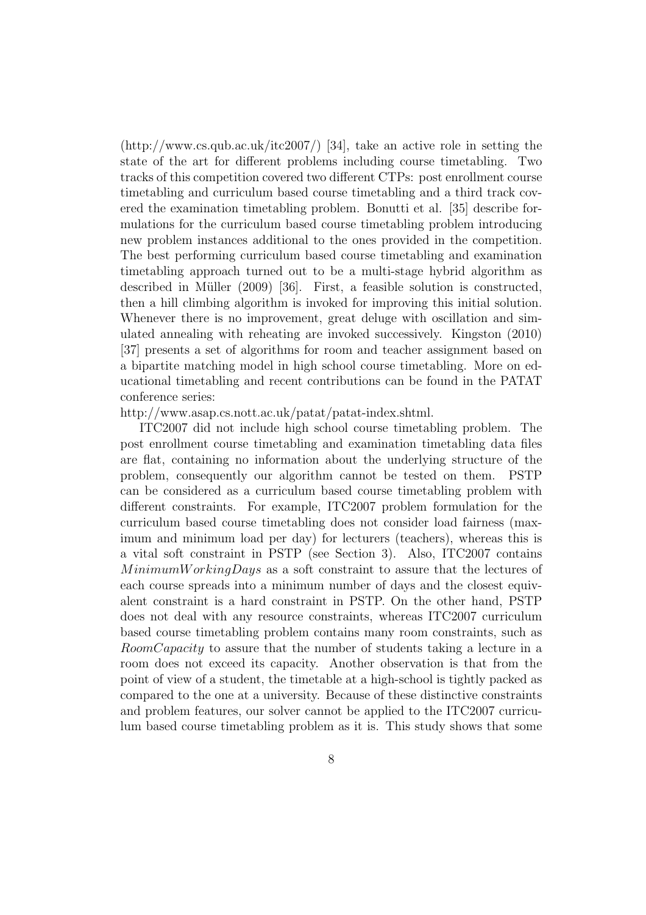(http://www.cs.qub.ac.uk/itc2007/) [34], take an active role in setting the state of the art for different problems including course timetabling. Two tracks of this competition covered two different CTPs: post enrollment course timetabling and curriculum based course timetabling and a third track covered the examination timetabling problem. Bonutti et al. [35] describe formulations for the curriculum based course timetabling problem introducing new problem instances additional to the ones provided in the competition. The best performing curriculum based course timetabling and examination timetabling approach turned out to be a multi-stage hybrid algorithm as described in Müller (2009) [36]. First, a feasible solution is constructed, then a hill climbing algorithm is invoked for improving this initial solution. Whenever there is no improvement, great deluge with oscillation and simulated annealing with reheating are invoked successively. Kingston (2010) [37] presents a set of algorithms for room and teacher assignment based on a bipartite matching model in high school course timetabling. More on educational timetabling and recent contributions can be found in the PATAT conference series:
http://www.asap.cs.nott.ac.uk/patat/patat-index.shtml.

ITC2007 did not include high school course timetabling problem. The post enrollment course timetabling and examination timetabling data files are flat, containing no information about the underlying structure of the problem, consequently our algorithm cannot be tested on them. PSTP can be considered as a curriculum based course timetabling problem with different constraints. For example, ITC2007 problem formulation for the curriculum based course timetabling does not consider load fairness (maximum and minimum load per day) for lecturers (teachers), whereas this is a vital soft constraint in PSTP (see Section 3). Also, ITC2007 contains $MinimumWorkingDays$ as a soft constraint to assure that the lectures of each course spreads into a minimum number of days and the closest equivalent constraint is a hard constraint in PSTP. On the other hand, PSTP does not deal with any resource constraints, whereas ITC2007 curriculum based course timetabling problem contains many room constraints, such as $RoomCapacity$ to assure that the number of students taking a lecture in a room does not exceed its capacity. Another observation is that from the point of view of a student, the timetable at a high-school is tightly packed as compared to the one at a university. Because of these distinctive constraints and problem features, our solver cannot be applied to the ITC2007 curriculum based course timetabling problem as it is. This study shows that some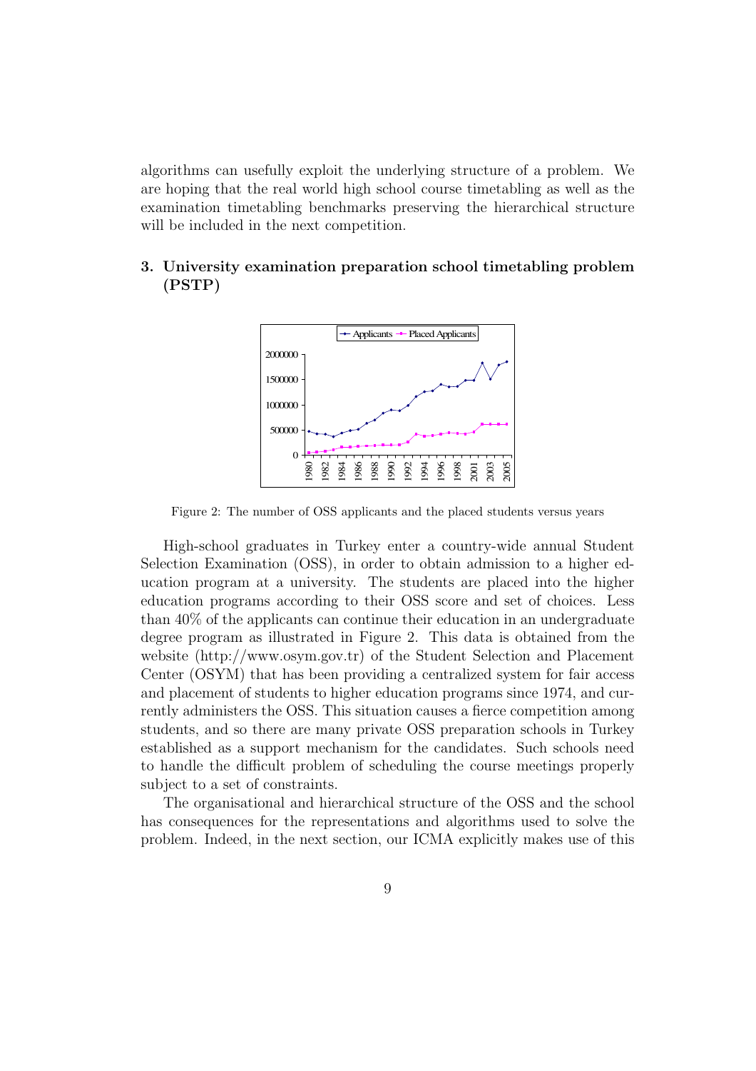algorithms can usefully exploit the underlying structure of a problem. We are hoping that the real world high school course timetabling as well as the examination timetabling benchmarks preserving the hierarchical structure will be included in the next competition.

## 3. University examination preparation school timetabling problem (PSTP)

Figure 2: The number of OSS applicants and the placed students versus years

High-school graduates in Turkey enter a country-wide annual Student Selection Examination (OSS), in order to obtain admission to a higher education program at a university. The students are placed into the higher education programs according to their OSS score and set of choices. Less than 40% of the applicants can continue their education in an undergraduate degree program as illustrated in Figure 2. This data is obtained from the website (http://www.osym.gov.tr) of the Student Selection and Placement Center (OSYM) that has been providing a centralized system for fair access and placement of students to higher education programs since 1974, and currently administers the OSS. This situation causes a fierce competition among students, and so there are many private OSS preparation schools in Turkey established as a support mechanism for the candidates. Such schools need to handle the difficult problem of scheduling the course meetings properly subject to a set of constraints.

The organisational and hierarchical structure of the OSS and the school has consequences for the representations and algorithms used to solve the problem. Indeed, in the next section, our ICMA explicitly makes use of this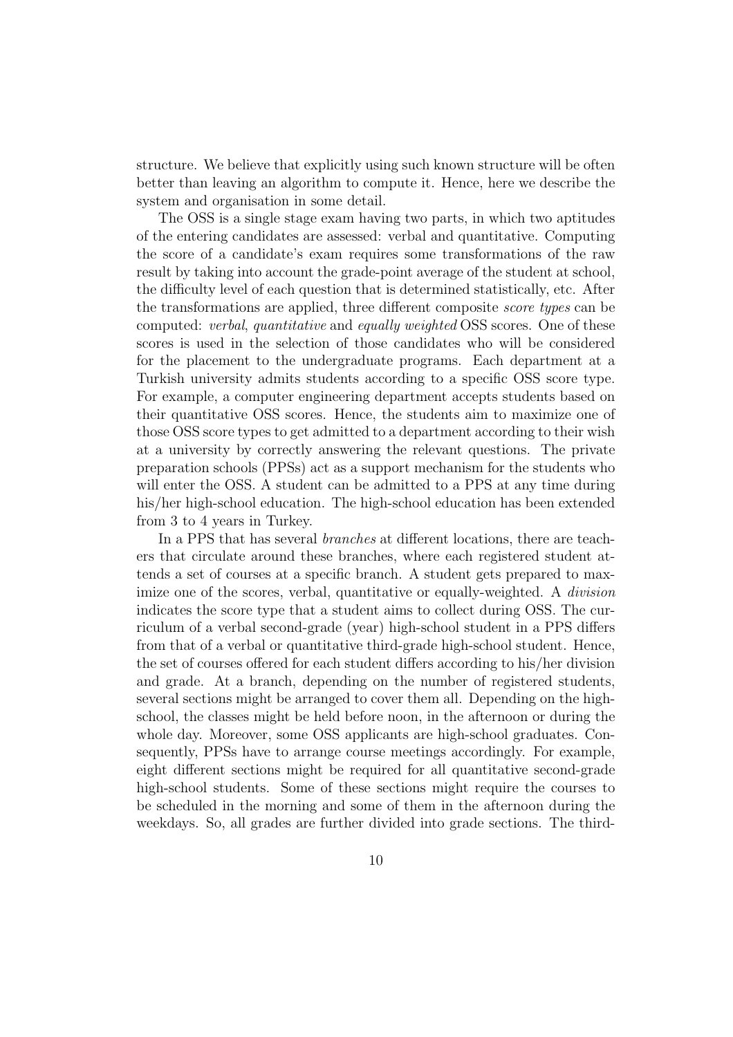structure. We believe that explicitly using such known structure will be often better than leaving an algorithm to compute it. Hence, here we describe the system and organisation in some detail.

The OSS is a single stage exam having two parts, in which two aptitudes of the entering candidates are assessed: verbal and quantitative. Computing the score of a candidate's exam requires some transformations of the raw result by taking into account the grade-point average of the student at school, the difficulty level of each question that is determined statistically, etc. After the transformations are applied, three different composite *score types* can be computed: *verbal*, *quantitative* and *equally weighted* OSS scores. One of these scores is used in the selection of those candidates who will be considered for the placement to the undergraduate programs. Each department at a Turkish university admits students according to a specific OSS score type. For example, a computer engineering department accepts students based on their quantitative OSS scores. Hence, the students aim to maximize one of those OSS score types to get admitted to a department according to their wish at a university by correctly answering the relevant questions. The private preparation schools (PPSs) act as a support mechanism for the students who will enter the OSS. A student can be admitted to a PPS at any time during his/her high-school education. The high-school education has been extended from 3 to 4 years in Turkey.

In a PPS that has several *branches* at different locations, there are teachers that circulate around these branches, where each registered student attends a set of courses at a specific branch. A student gets prepared to maximize one of the scores, verbal, quantitative or equally-weighted. A *division* indicates the score type that a student aims to collect during OSS. The curriculum of a verbal second-grade (year) high-school student in a PPS differs from that of a verbal or quantitative third-grade high-school student. Hence, the set of courses offered for each student differs according to his/her division and grade. At a branch, depending on the number of registered students, several sections might be arranged to cover them all. Depending on the high-school, the classes might be held before noon, in the afternoon or during the whole day. Moreover, some OSS applicants are high-school graduates. Consequently, PPSs have to arrange course meetings accordingly. For example, eight different sections might be required for all quantitative second-grade high-school students. Some of these sections might require the courses to be scheduled in the morning and some of them in the afternoon during the weekdays. So, all grades are further divided into grade sections. The third-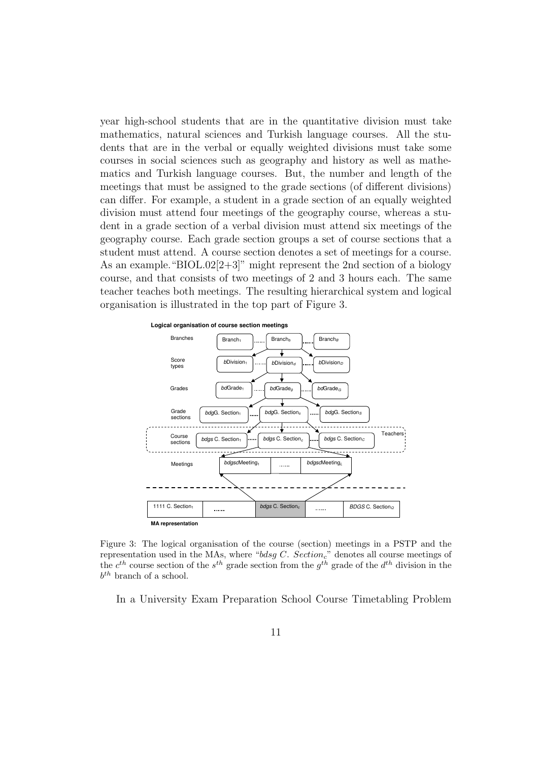year high-school students that are in the quantitative division must take mathematics, natural sciences and Turkish language courses. All the students that are in the verbal or equally weighted divisions must take some courses in social sciences such as geography and history as well as mathematics and Turkish language courses. But, the number and length of the meetings that must be assigned to the grade sections (of different divisions) can differ. For example, a student in a grade section of an equally weighted division must attend four meetings of the geography course, whereas a student in a grade section of a verbal division must attend six meetings of the geography course. Each grade section groups a set of course sections that a student must attend. A course section denotes a set of meetings for a course. As an example."BIOL.02[2+3]" might represent the 2nd section of a biology course, and that consists of two meetings of 2 and 3 hours each. The same teacher teaches both meetings. The resulting hierarchical system and logical organisation is illustrated in the top part of Figure 3.

Figure 3: The logical organisation of the course (section) meetings in a PSTP and the representation used in the MAs, where "*bdsg C. Section$_c$*" denotes all course meetings of the $c^{th}$ course section of the $s^{th}$ grade section from the $g^{th}$ grade of the $d^{th}$ division in the $b^{th}$ branch of a school.

In a University Exam Preparation School Course Timetabling Problem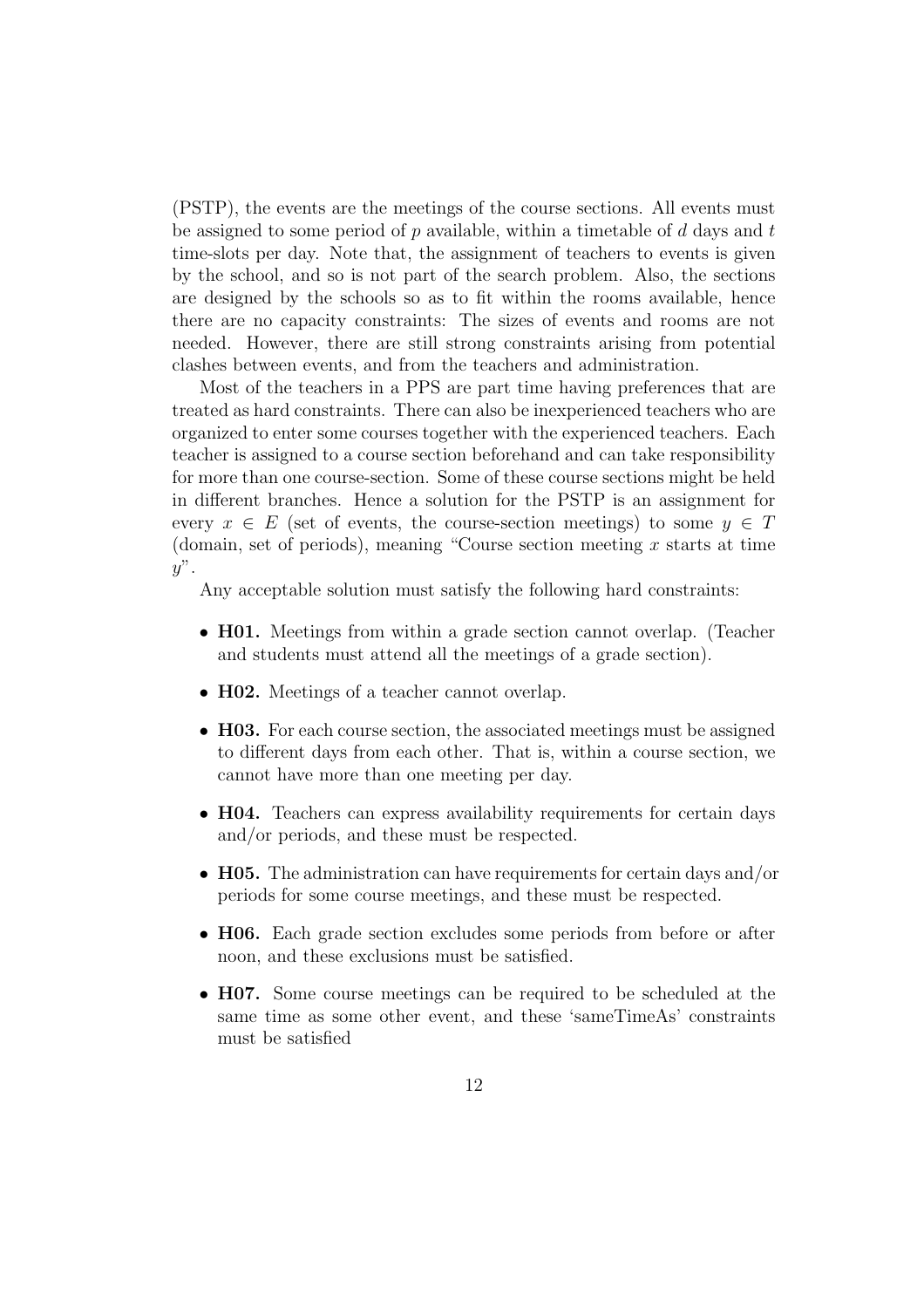(PSTP), the events are the meetings of the course sections. All events must be assigned to some period of $p$ available, within a timetable of $d$ days and $t$ time-slots per day. Note that, the assignment of teachers to events is given by the school, and so is not part of the search problem. Also, the sections are designed by the schools so as to fit within the rooms available, hence there are no capacity constraints: The sizes of events and rooms are not needed. However, there are still strong constraints arising from potential clashes between events, and from the teachers and administration.

Most of the teachers in a PPS are part time having preferences that are treated as hard constraints. There can also be inexperienced teachers who are organized to enter some courses together with the experienced teachers. Each teacher is assigned to a course section beforehand and can take responsibility for more than one course-section. Some of these course sections might be held in different branches. Hence a solution for the PSTP is an assignment for every $x \in E$ (set of events, the course-section meetings) to some $y \in T$ (domain, set of periods), meaning "Course section meeting $x$ starts at time $y$".

Any acceptable solution must satisfy the following hard constraints:

- **H01.** Meetings from within a grade section cannot overlap. (Teacher and students must attend all the meetings of a grade section).
- **H02.** Meetings of a teacher cannot overlap.
- **H03.** For each course section, the associated meetings must be assigned to different days from each other. That is, within a course section, we cannot have more than one meeting per day.
- **H04.** Teachers can express availability requirements for certain days and/or periods, and these must be respected.
- **H05.** The administration can have requirements for certain days and/or periods for some course meetings, and these must be respected.
- **H06.** Each grade section excludes some periods from before or after noon, and these exclusions must be satisfied.
- **H07.** Some course meetings can be required to be scheduled at the same time as some other event, and these 'sameTimeAs' constraints must be satisfied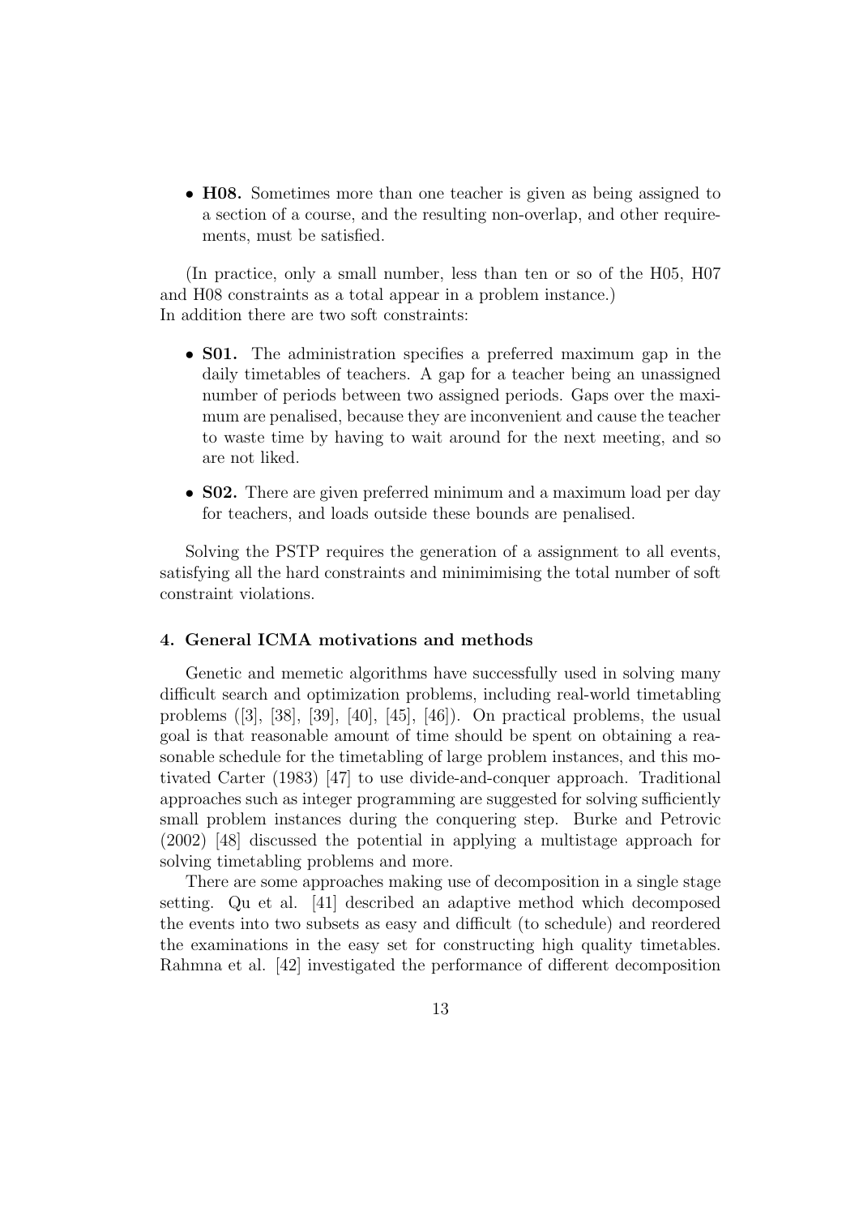- **H08.** Sometimes more than one teacher is given as being assigned to a section of a course, and the resulting non-overlap, and other requirements, must be satisfied.

(In practice, only a small number, less than ten or so of the H05, H07 and H08 constraints as a total appear in a problem instance.)
In addition there are two soft constraints:

- **S01.** The administration specifies a preferred maximum gap in the daily timetables of teachers. A gap for a teacher being an unassigned number of periods between two assigned periods. Gaps over the maximum are penalised, because they are inconvenient and cause the teacher to waste time by having to wait around for the next meeting, and so are not liked.

- **S02.** There are given preferred minimum and a maximum load per day for teachers, and loads outside these bounds are penalised.

Solving the PSTP requires the generation of a assignment to all events, satisfying all the hard constraints and minimimising the total number of soft constraint violations.

### 4. General ICMA motivations and methods

Genetic and memetic algorithms have successfully used in solving many difficult search and optimization problems, including real-world timetabling problems ([3], [38], [39], [40], [45], [46]). On practical problems, the usual goal is that reasonable amount of time should be spent on obtaining a reasonable schedule for the timetabling of large problem instances, and this motivated Carter (1983) [47] to use divide-and-conquer approach. Traditional approaches such as integer programming are suggested for solving sufficiently small problem instances during the conquering step. Burke and Petrovic (2002) [48] discussed the potential in applying a multistage approach for solving timetabling problems and more.

There are some approaches making use of decomposition in a single stage setting. Qu et al. [41] described an adaptive method which decomposed the events into two subsets as easy and difficult (to schedule) and reordered the examinations in the easy set for constructing high quality timetables. Rahmna et al. [42] investigated the performance of different decomposition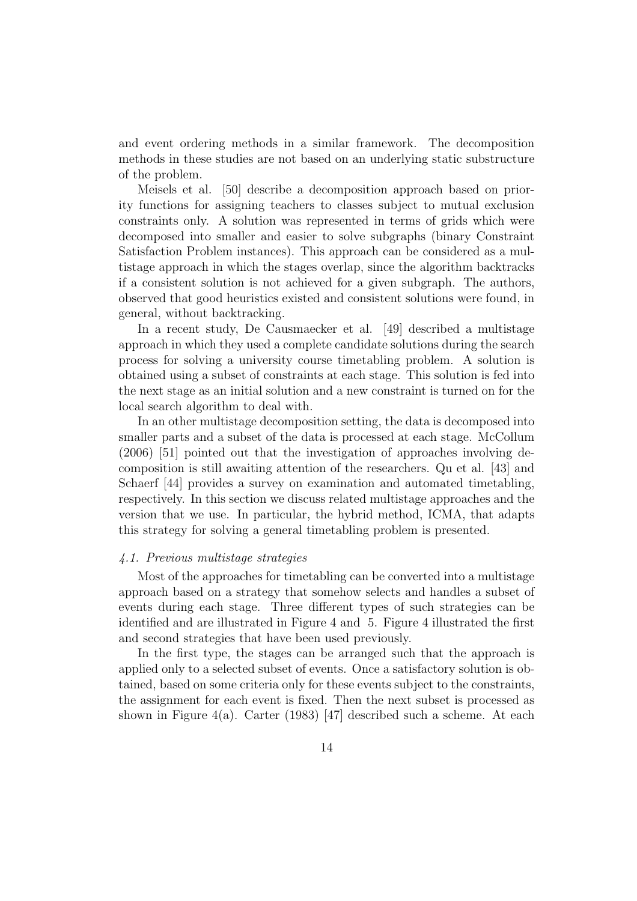and event ordering methods in a similar framework. The decomposition methods in these studies are not based on an underlying static substructure of the problem.

Meisels et al. [50] describe a decomposition approach based on priority functions for assigning teachers to classes subject to mutual exclusion constraints only. A solution was represented in terms of grids which were decomposed into smaller and easier to solve subgraphs (binary Constraint Satisfaction Problem instances). This approach can be considered as a multistage approach in which the stages overlap, since the algorithm backtracks if a consistent solution is not achieved for a given subgraph. The authors, observed that good heuristics existed and consistent solutions were found, in general, without backtracking.

In a recent study, De Causmaecker et al. [49] described a multistage approach in which they used a complete candidate solutions during the search process for solving a university course timetabling problem. A solution is obtained using a subset of constraints at each stage. This solution is fed into the next stage as an initial solution and a new constraint is turned on for the local search algorithm to deal with.

In an other multistage decomposition setting, the data is decomposed into smaller parts and a subset of the data is processed at each stage. McCollum (2006) [51] pointed out that the investigation of approaches involving decomposition is still awaiting attention of the researchers. Qu et al. [43] and Schaerf [44] provides a survey on examination and automated timetabling, respectively. In this section we discuss related multistage approaches and the version that we use. In particular, the hybrid method, ICMA, that adapts this strategy for solving a general timetabling problem is presented.

### *4.1. Previous multistage strategies*

Most of the approaches for timetabling can be converted into a multistage approach based on a strategy that somehow selects and handles a subset of events during each stage. Three different types of such strategies can be identified and are illustrated in Figure 4 and 5. Figure 4 illustrated the first and second strategies that have been used previously.

In the first type, the stages can be arranged such that the approach is applied only to a selected subset of events. Once a satisfactory solution is obtained, based on some criteria only for these events subject to the constraints, the assignment for each event is fixed. Then the next subset is processed as shown in Figure 4(a). Carter (1983) [47] described such a scheme. At each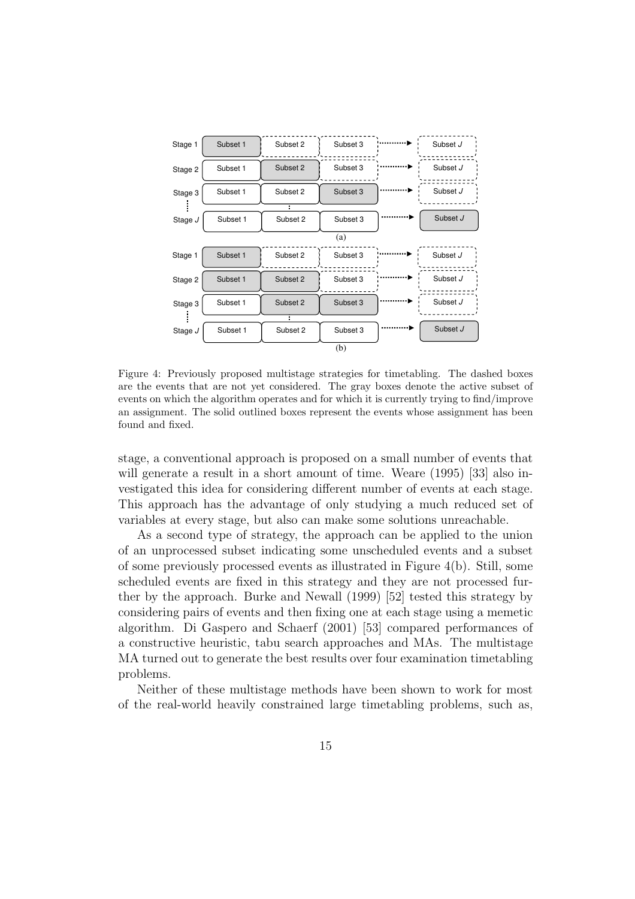Figure 4: Previously proposed multistage strategies for timetabling. The dashed boxes are the events that are not yet considered. The gray boxes denote the active subset of events on which the algorithm operates and for which it is currently trying to find/improve an assignment. The solid outlined boxes represent the events whose assignment has been found and fixed.

stage, a conventional approach is proposed on a small number of events that will generate a result in a short amount of time. Weare (1995) [33] also investigated this idea for considering different number of events at each stage. This approach has the advantage of only studying a much reduced set of variables at every stage, but also can make some solutions unreachable.

As a second type of strategy, the approach can be applied to the union of an unprocessed subset indicating some unscheduled events and a subset of some previously processed events as illustrated in Figure 4(b). Still, some scheduled events are fixed in this strategy and they are not processed further by the approach. Burke and Newall (1999) [52] tested this strategy by considering pairs of events and then fixing one at each stage using a memetic algorithm. Di Gaspero and Schaerf (2001) [53] compared performances of a constructive heuristic, tabu search approaches and MAs. The multistage MA turned out to generate the best results over four examination timetabling problems.

Neither of these multistage methods have been shown to work for most of the real-world heavily constrained large timetabling problems, such as,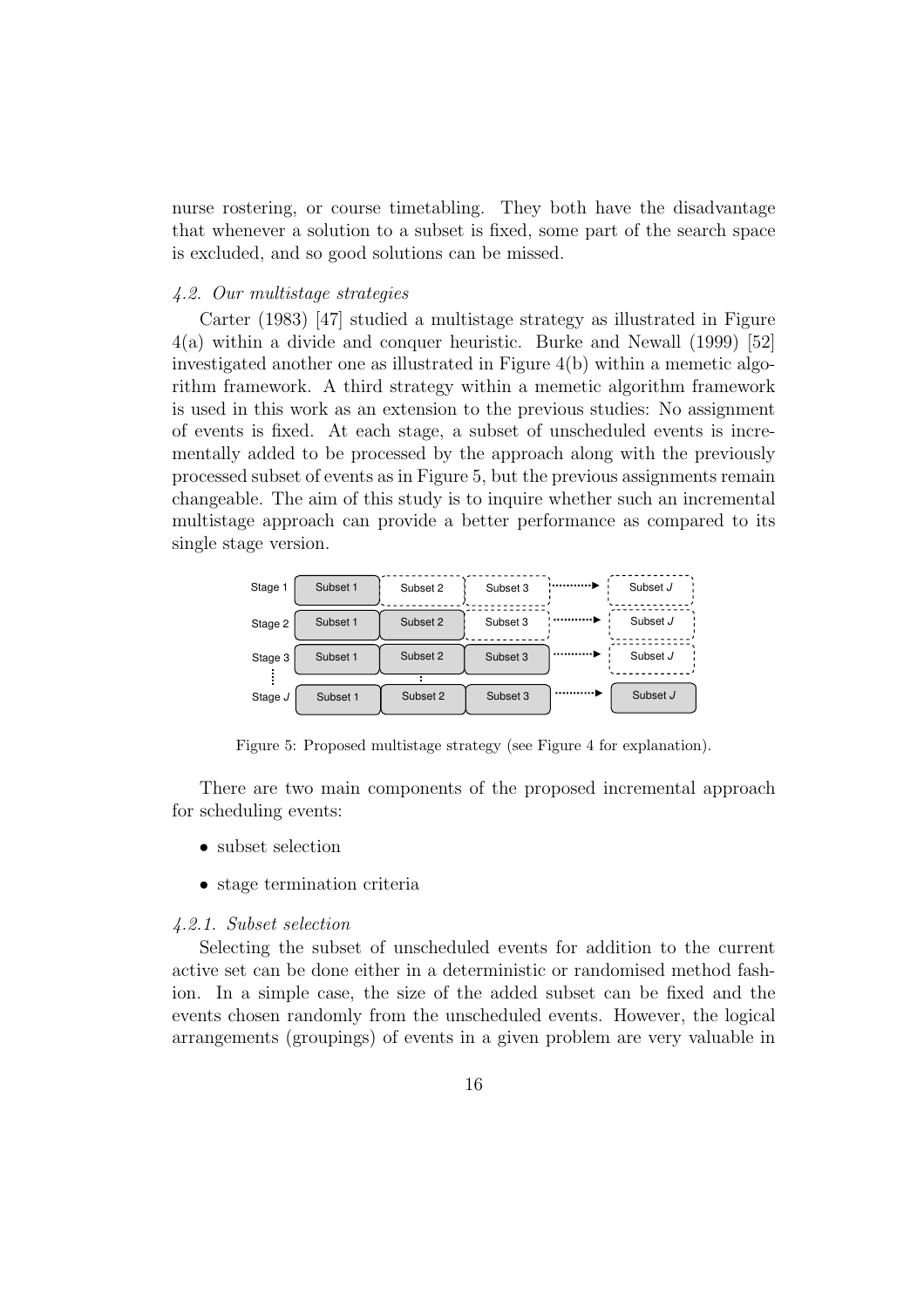nurse rostering, or course timetabling. They both have the disadvantage that whenever a solution to a subset is fixed, some part of the search space is excluded, and so good solutions can be missed.

### *4.2. Our multistage strategies*

Carter (1983) [47] studied a multistage strategy as illustrated in Figure 4(a) within a divide and conquer heuristic. Burke and Newall (1999) [52] investigated another one as illustrated in Figure 4(b) within a memetic algorithm framework. A third strategy within a memetic algorithm framework is used in this work as an extension to the previous studies: No assignment of events is fixed. At each stage, a subset of unscheduled events is incrementally added to be processed by the approach along with the previously processed subset of events as in Figure 5, but the previous assignments remain changeable. The aim of this study is to inquire whether such an incremental multistage approach can provide a better performance as compared to its single stage version.

| | | | | | |
|---|---|---|---|---|---|
| Stage 1 | Subset 1 | Subset 2 | Subset 3 | ⋯▶ | Subset $J$ |
| Stage 2 | Subset 1 | Subset 2 | Subset 3 | ⋯▶ | Subset $J$ |
| Stage 3 | Subset 1 | Subset 2 | Subset 3 | ⋯▶ | Subset $J$ |
| ⋮ | | ⋮ | | | |
| Stage $J$ | Subset 1 | Subset 2 | Subset 3 | ⋯▶ | Subset $J$ |

Figure 5: Proposed multistage strategy (see Figure 4 for explanation).

There are two main components of the proposed incremental approach for scheduling events:

- subset selection
- stage termination criteria

#### *4.2.1. Subset selection*

Selecting the subset of unscheduled events for addition to the current active set can be done either in a deterministic or randomised method fashion. In a simple case, the size of the added subset can be fixed and the events chosen randomly from the unscheduled events. However, the logical arrangements (groupings) of events in a given problem are very valuable in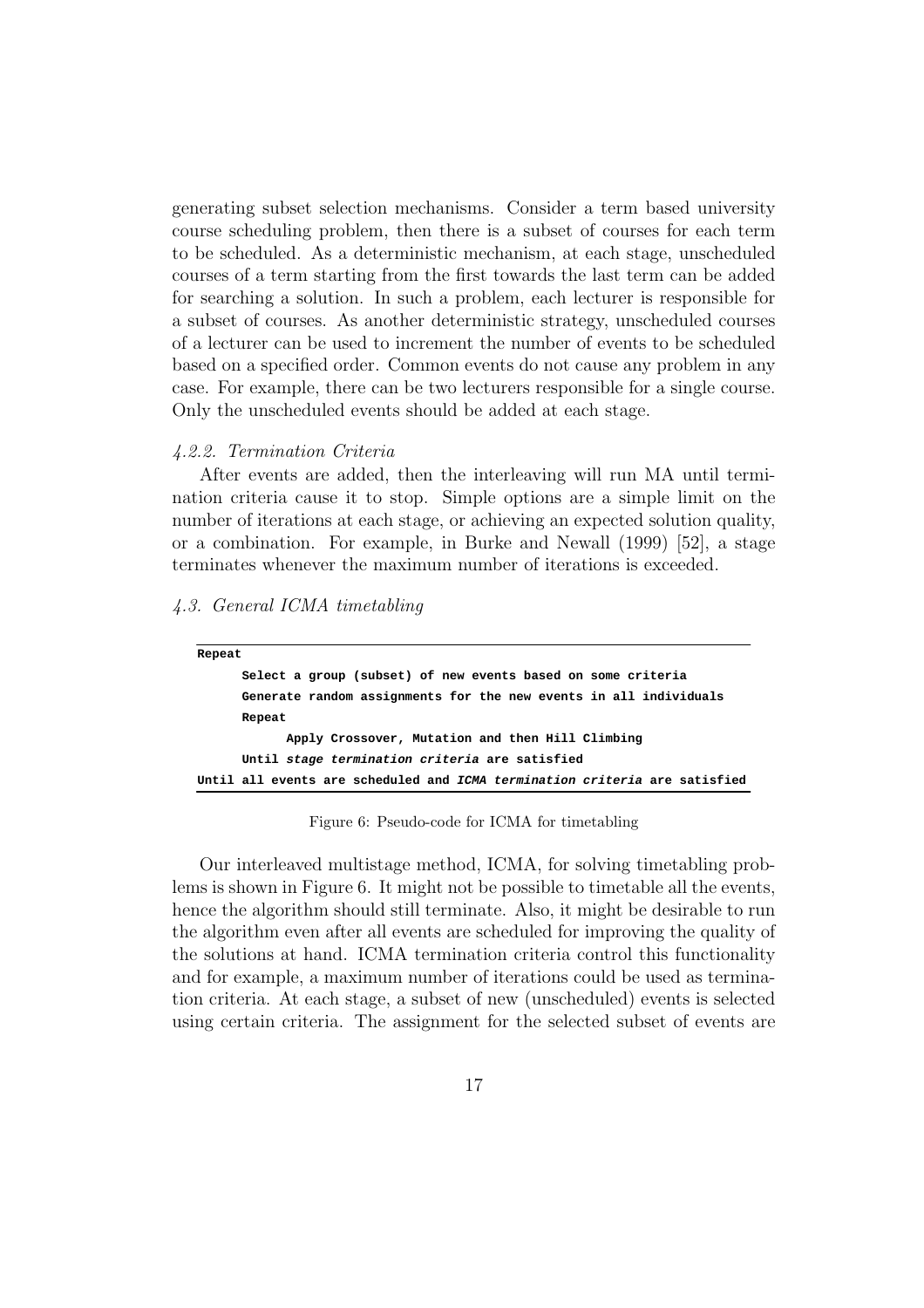generating subset selection mechanisms. Consider a term based university course scheduling problem, then there is a subset of courses for each term to be scheduled. As a deterministic mechanism, at each stage, unscheduled courses of a term starting from the first towards the last term can be added for searching a solution. In such a problem, each lecturer is responsible for a subset of courses. As another deterministic strategy, unscheduled courses of a lecturer can be used to increment the number of events to be scheduled based on a specified order. Common events do not cause any problem in any case. For example, there can be two lecturers responsible for a single course. Only the unscheduled events should be added at each stage.

### *4.2.2. Termination Criteria*

After events are added, then the interleaving will run MA until termination criteria cause it to stop. Simple options are a simple limit on the number of iterations at each stage, or achieving an expected solution quality, or a combination. For example, in Burke and Newall (1999) [52], a stage terminates whenever the maximum number of iterations is exceeded.

## *4.3. General ICMA timetabling*

```
Repeat
      Select a group (subset) of new events based on some criteria
      Generate random assignments for the new events in all individuals
      Repeat
            Apply Crossover, Mutation and then Hill Climbing
      Until stage termination criteria are satisfied
Until all events are scheduled and ICMA termination criteria are satisfied
```

Figure 6: Pseudo-code for ICMA for timetabling

Our interleaved multistage method, ICMA, for solving timetabling problems is shown in Figure 6. It might not be possible to timetable all the events, hence the algorithm should still terminate. Also, it might be desirable to run the algorithm even after all events are scheduled for improving the quality of the solutions at hand. ICMA termination criteria control this functionality and for example, a maximum number of iterations could be used as termination criteria. At each stage, a subset of new (unscheduled) events is selected using certain criteria. The assignment for the selected subset of events are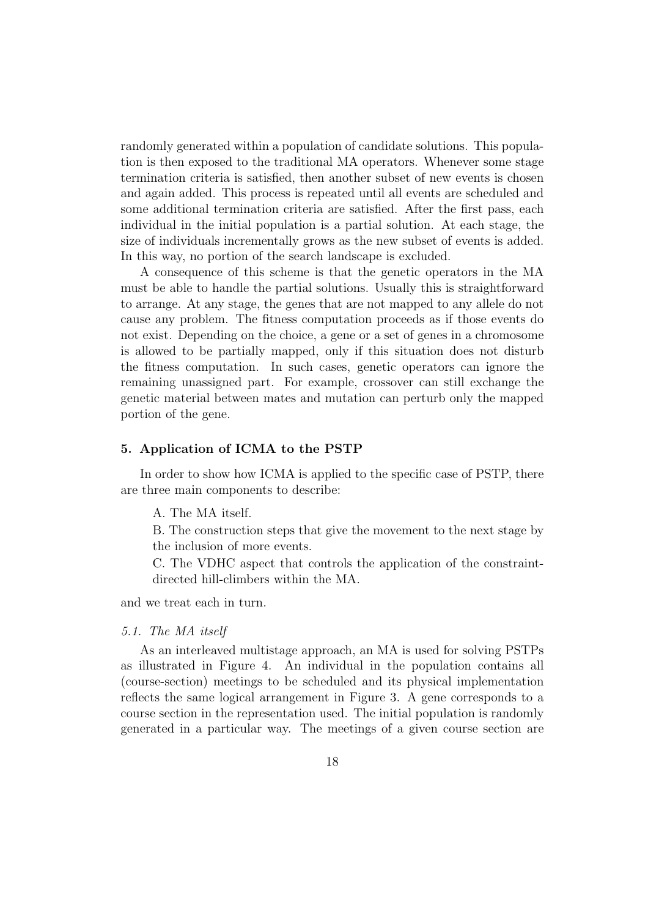randomly generated within a population of candidate solutions. This population is then exposed to the traditional MA operators. Whenever some stage termination criteria is satisfied, then another subset of new events is chosen and again added. This process is repeated until all events are scheduled and some additional termination criteria are satisfied. After the first pass, each individual in the initial population is a partial solution. At each stage, the size of individuals incrementally grows as the new subset of events is added. In this way, no portion of the search landscape is excluded.

A consequence of this scheme is that the genetic operators in the MA must be able to handle the partial solutions. Usually this is straightforward to arrange. At any stage, the genes that are not mapped to any allele do not cause any problem. The fitness computation proceeds as if those events do not exist. Depending on the choice, a gene or a set of genes in a chromosome is allowed to be partially mapped, only if this situation does not disturb the fitness computation. In such cases, genetic operators can ignore the remaining unassigned part. For example, crossover can still exchange the genetic material between mates and mutation can perturb only the mapped portion of the gene.

## 5. Application of ICMA to the PSTP

In order to show how ICMA is applied to the specific case of PSTP, there are three main components to describe:

A. The MA itself.

B. The construction steps that give the movement to the next stage by the inclusion of more events.

C. The VDHC aspect that controls the application of the constraint-directed hill-climbers within the MA.

and we treat each in turn.

### *5.1. The MA itself*

As an interleaved multistage approach, an MA is used for solving PSTPs as illustrated in Figure 4. An individual in the population contains all (course-section) meetings to be scheduled and its physical implementation reflects the same logical arrangement in Figure 3. A gene corresponds to a course section in the representation used. The initial population is randomly generated in a particular way. The meetings of a given course section are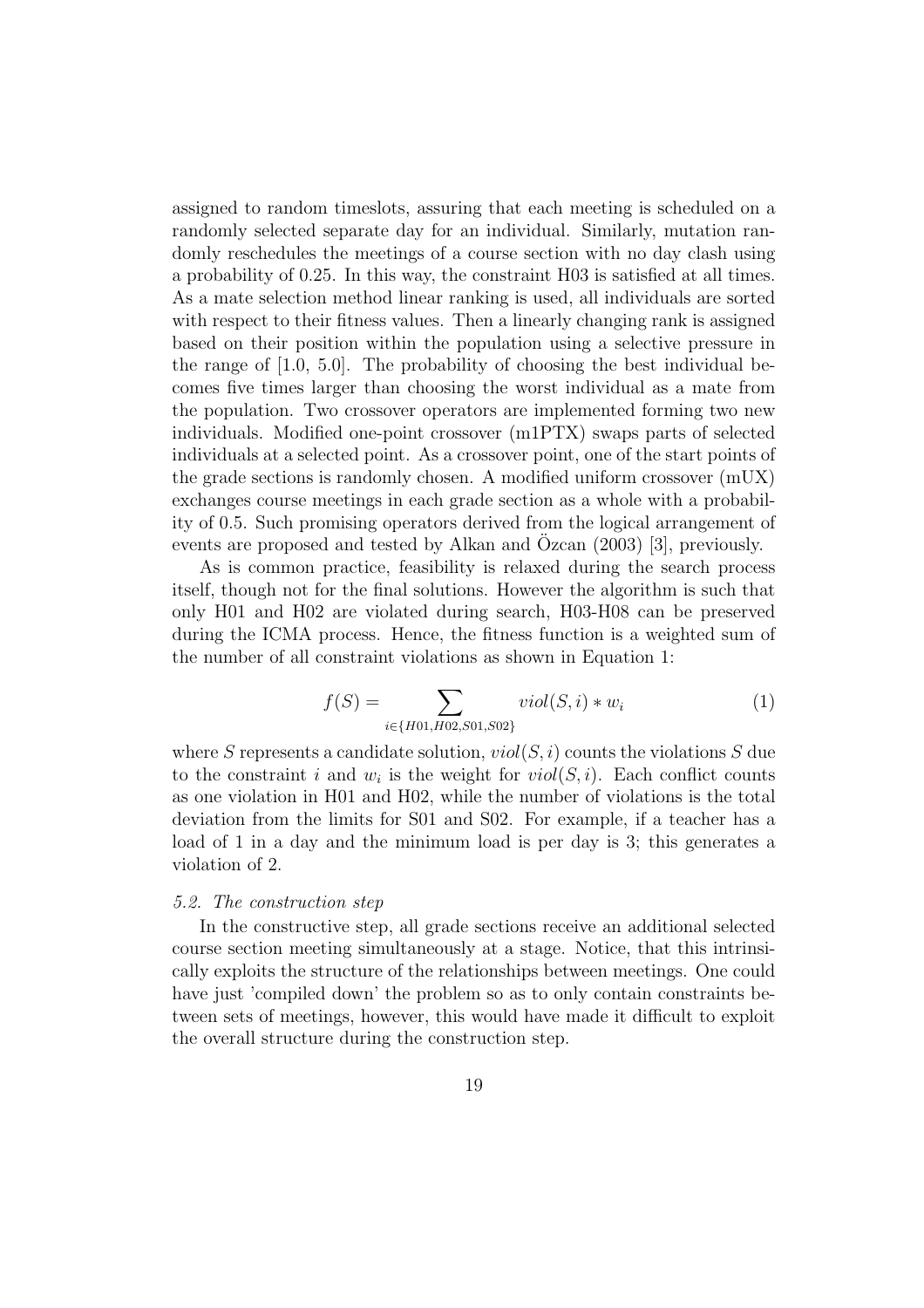assigned to random timeslots, assuring that each meeting is scheduled on a randomly selected separate day for an individual. Similarly, mutation randomly reschedules the meetings of a course section with no day clash using a probability of 0.25. In this way, the constraint H03 is satisfied at all times. As a mate selection method linear ranking is used, all individuals are sorted with respect to their fitness values. Then a linearly changing rank is assigned based on their position within the population using a selective pressure in the range of [1.0, 5.0]. The probability of choosing the best individual becomes five times larger than choosing the worst individual as a mate from the population. Two crossover operators are implemented forming two new individuals. Modified one-point crossover (m1PTX) swaps parts of selected individuals at a selected point. As a crossover point, one of the start points of the grade sections is randomly chosen. A modified uniform crossover (mUX) exchanges course meetings in each grade section as a whole with a probability of 0.5. Such promising operators derived from the logical arrangement of events are proposed and tested by Alkan and Özcan (2003) [3], previously.

As is common practice, feasibility is relaxed during the search process itself, though not for the final solutions. However the algorithm is such that only H01 and H02 are violated during search, H03-H08 can be preserved during the ICMA process. Hence, the fitness function is a weighted sum of the number of all constraint violations as shown in Equation 1:

$$f(S) = \sum_{i \in \{H01, H02, S01, S02\}} viol(S, i) * w_i \tag{1}$$

where $S$ represents a candidate solution, $viol(S, i)$ counts the violations $S$ due to the constraint $i$ and $w_i$ is the weight for $viol(S, i)$. Each conflict counts as one violation in H01 and H02, while the number of violations is the total deviation from the limits for S01 and S02. For example, if a teacher has a load of 1 in a day and the minimum load is per day is 3; this generates a violation of 2.

### *5.2. The construction step*

In the constructive step, all grade sections receive an additional selected course section meeting simultaneously at a stage. Notice, that this intrinsically exploits the structure of the relationships between meetings. One could have just 'compiled down' the problem so as to only contain constraints between sets of meetings, however, this would have made it difficult to exploit the overall structure during the construction step.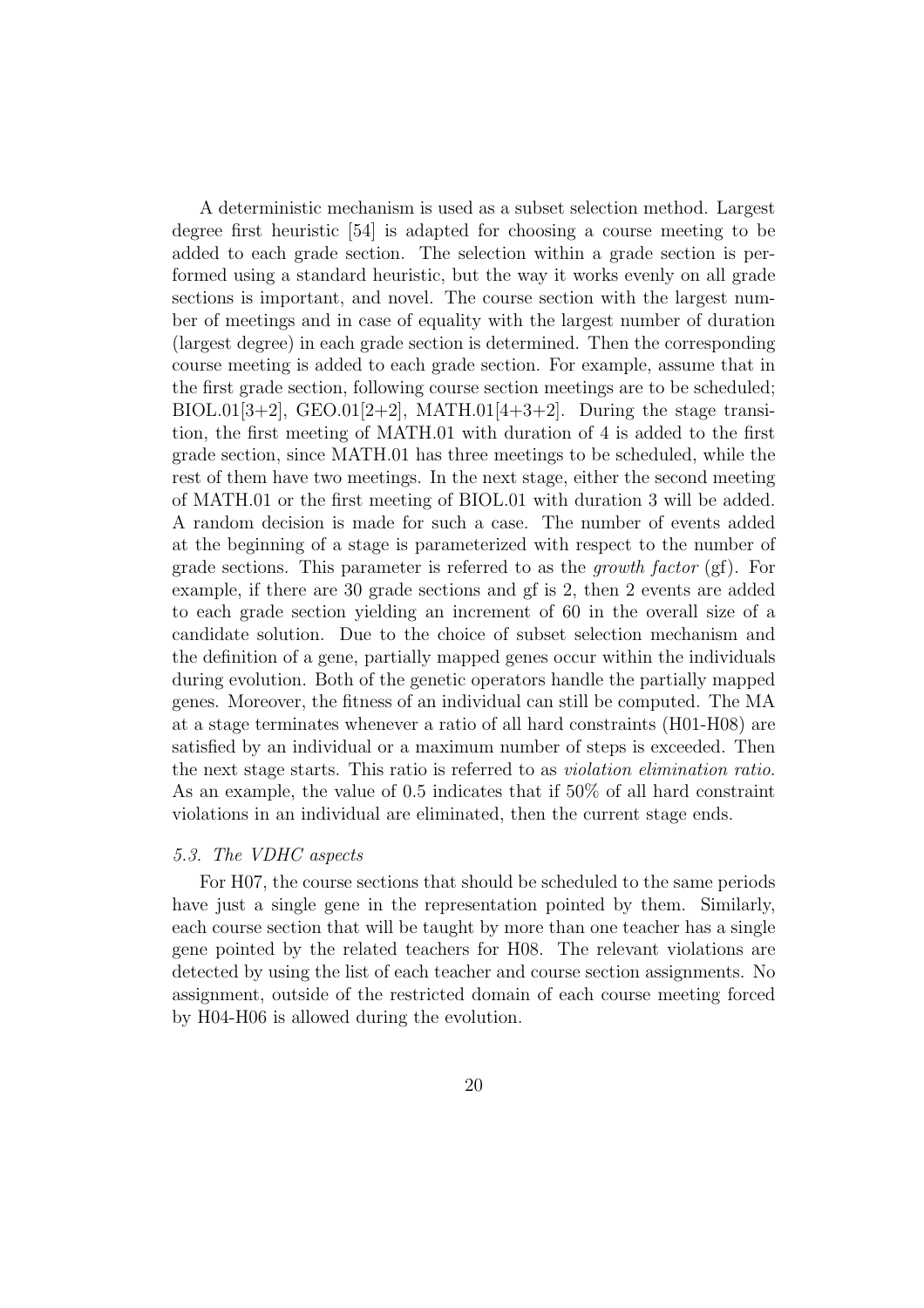A deterministic mechanism is used as a subset selection method. Largest degree first heuristic [54] is adapted for choosing a course meeting to be added to each grade section. The selection within a grade section is performed using a standard heuristic, but the way it works evenly on all grade sections is important, and novel. The course section with the largest number of meetings and in case of equality with the largest number of duration (largest degree) in each grade section is determined. Then the corresponding course meeting is added to each grade section. For example, assume that in the first grade section, following course section meetings are to be scheduled; BIOL.01[3+2], GEO.01[2+2], MATH.01[4+3+2]. During the stage transition, the first meeting of MATH.01 with duration of 4 is added to the first grade section, since MATH.01 has three meetings to be scheduled, while the rest of them have two meetings. In the next stage, either the second meeting of MATH.01 or the first meeting of BIOL.01 with duration 3 will be added. A random decision is made for such a case. The number of events added at the beginning of a stage is parameterized with respect to the number of grade sections. This parameter is referred to as the *growth factor* (gf). For example, if there are 30 grade sections and gf is 2, then 2 events are added to each grade section yielding an increment of 60 in the overall size of a candidate solution. Due to the choice of subset selection mechanism and the definition of a gene, partially mapped genes occur within the individuals during evolution. Both of the genetic operators handle the partially mapped genes. Moreover, the fitness of an individual can still be computed. The MA at a stage terminates whenever a ratio of all hard constraints (H01-H08) are satisfied by an individual or a maximum number of steps is exceeded. Then the next stage starts. This ratio is referred to as *violation elimination ratio*. As an example, the value of 0.5 indicates that if 50% of all hard constraint violations in an individual are eliminated, then the current stage ends.

### *5.3. The VDHC aspects*

For H07, the course sections that should be scheduled to the same periods have just a single gene in the representation pointed by them. Similarly, each course section that will be taught by more than one teacher has a single gene pointed by the related teachers for H08. The relevant violations are detected by using the list of each teacher and course section assignments. No assignment, outside of the restricted domain of each course meeting forced by H04-H06 is allowed during the evolution.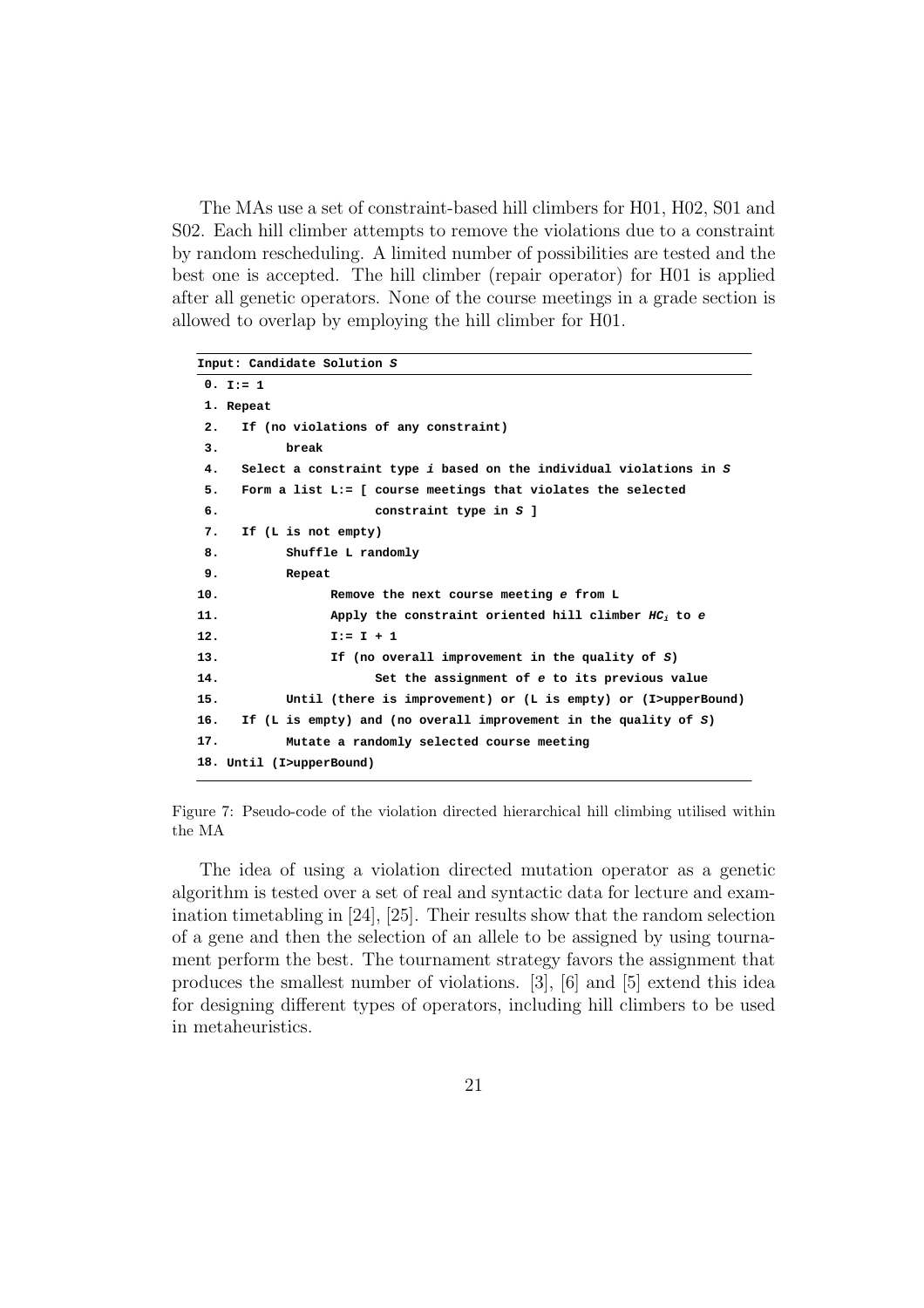The MAs use a set of constraint-based hill climbers for H01, H02, S01 and S02. Each hill climber attempts to remove the violations due to a constraint by random rescheduling. A limited number of possibilities are tested and the best one is accepted. The hill climber (repair operator) for H01 is applied after all genetic operators. None of the course meetings in a grade section is allowed to overlap by employing the hill climber for H01.

```
Input: Candidate Solution S
 0. I:= 1
 1. Repeat
 2.   If (no violations of any constraint)
 3.         break
 4.   Select a constraint type i based on the individual violations in S
 5.   Form a list L:= [ course meetings that violates the selected
 6.                     constraint type in S ]
 7.   If (L is not empty)
 8.         Shuffle L randomly
 9.         Repeat
10.               Remove the next course meeting e from L
11.               Apply the constraint oriented hill climber HC_i to e
12.               I:= I + 1
13.               If (no overall improvement in the quality of S)
14.                     Set the assignment of e to its previous value
15.         Until (there is improvement) or (L is empty) or (I>upperBound)
16.   If (L is empty) and (no overall improvement in the quality of S)
17.         Mutate a randomly selected course meeting
18. Until (I>upperBound)
```

Figure 7: Pseudo-code of the violation directed hierarchical hill climbing utilised within the MA

The idea of using a violation directed mutation operator as a genetic algorithm is tested over a set of real and syntactic data for lecture and examination timetabling in [24], [25]. Their results show that the random selection of a gene and then the selection of an allele to be assigned by using tournament perform the best. The tournament strategy favors the assignment that produces the smallest number of violations. [3], [6] and [5] extend this idea for designing different types of operators, including hill climbers to be used in metaheuristics.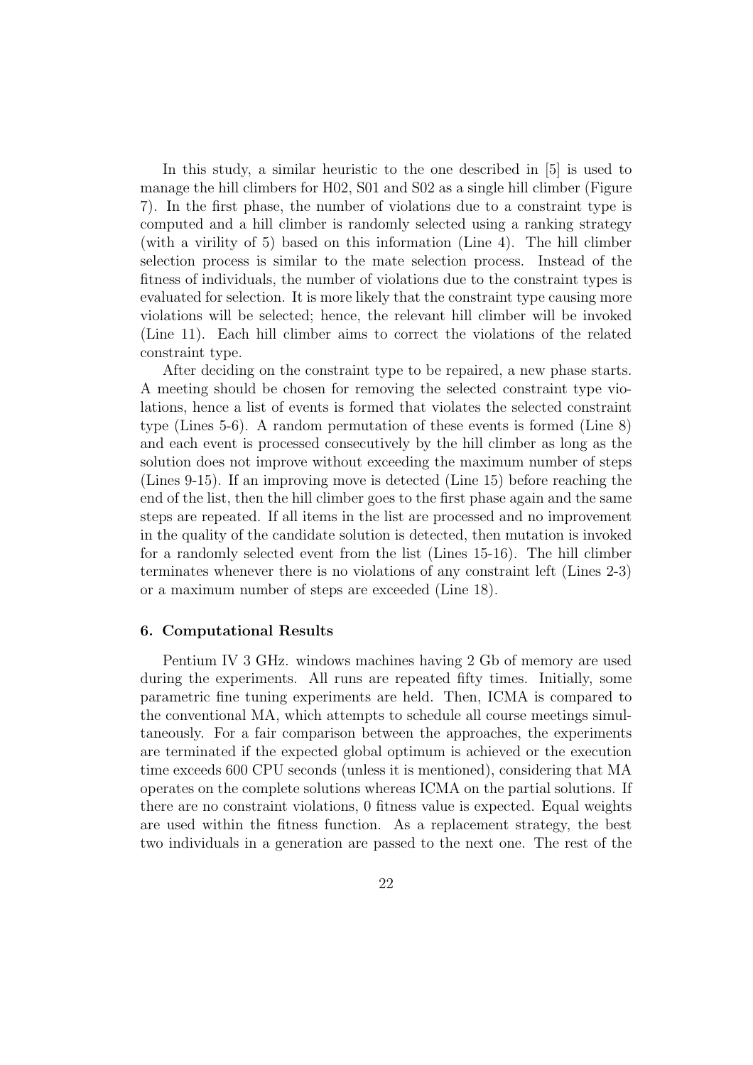In this study, a similar heuristic to the one described in [5] is used to manage the hill climbers for H02, S01 and S02 as a single hill climber (Figure 7). In the first phase, the number of violations due to a constraint type is computed and a hill climber is randomly selected using a ranking strategy (with a virility of 5) based on this information (Line 4). The hill climber selection process is similar to the mate selection process. Instead of the fitness of individuals, the number of violations due to the constraint types is evaluated for selection. It is more likely that the constraint type causing more violations will be selected; hence, the relevant hill climber will be invoked (Line 11). Each hill climber aims to correct the violations of the related constraint type.

After deciding on the constraint type to be repaired, a new phase starts. A meeting should be chosen for removing the selected constraint type violations, hence a list of events is formed that violates the selected constraint type (Lines 5-6). A random permutation of these events is formed (Line 8) and each event is processed consecutively by the hill climber as long as the solution does not improve without exceeding the maximum number of steps (Lines 9-15). If an improving move is detected (Line 15) before reaching the end of the list, then the hill climber goes to the first phase again and the same steps are repeated. If all items in the list are processed and no improvement in the quality of the candidate solution is detected, then mutation is invoked for a randomly selected event from the list (Lines 15-16). The hill climber terminates whenever there is no violations of any constraint left (Lines 2-3) or a maximum number of steps are exceeded (Line 18).

#### 6. Computational Results

Pentium IV 3 GHz. windows machines having 2 Gb of memory are used during the experiments. All runs are repeated fifty times. Initially, some parametric fine tuning experiments are held. Then, ICMA is compared to the conventional MA, which attempts to schedule all course meetings simultaneously. For a fair comparison between the approaches, the experiments are terminated if the expected global optimum is achieved or the execution time exceeds 600 CPU seconds (unless it is mentioned), considering that MA operates on the complete solutions whereas ICMA on the partial solutions. If there are no constraint violations, 0 fitness value is expected. Equal weights are used within the fitness function. As a replacement strategy, the best two individuals in a generation are passed to the next one. The rest of the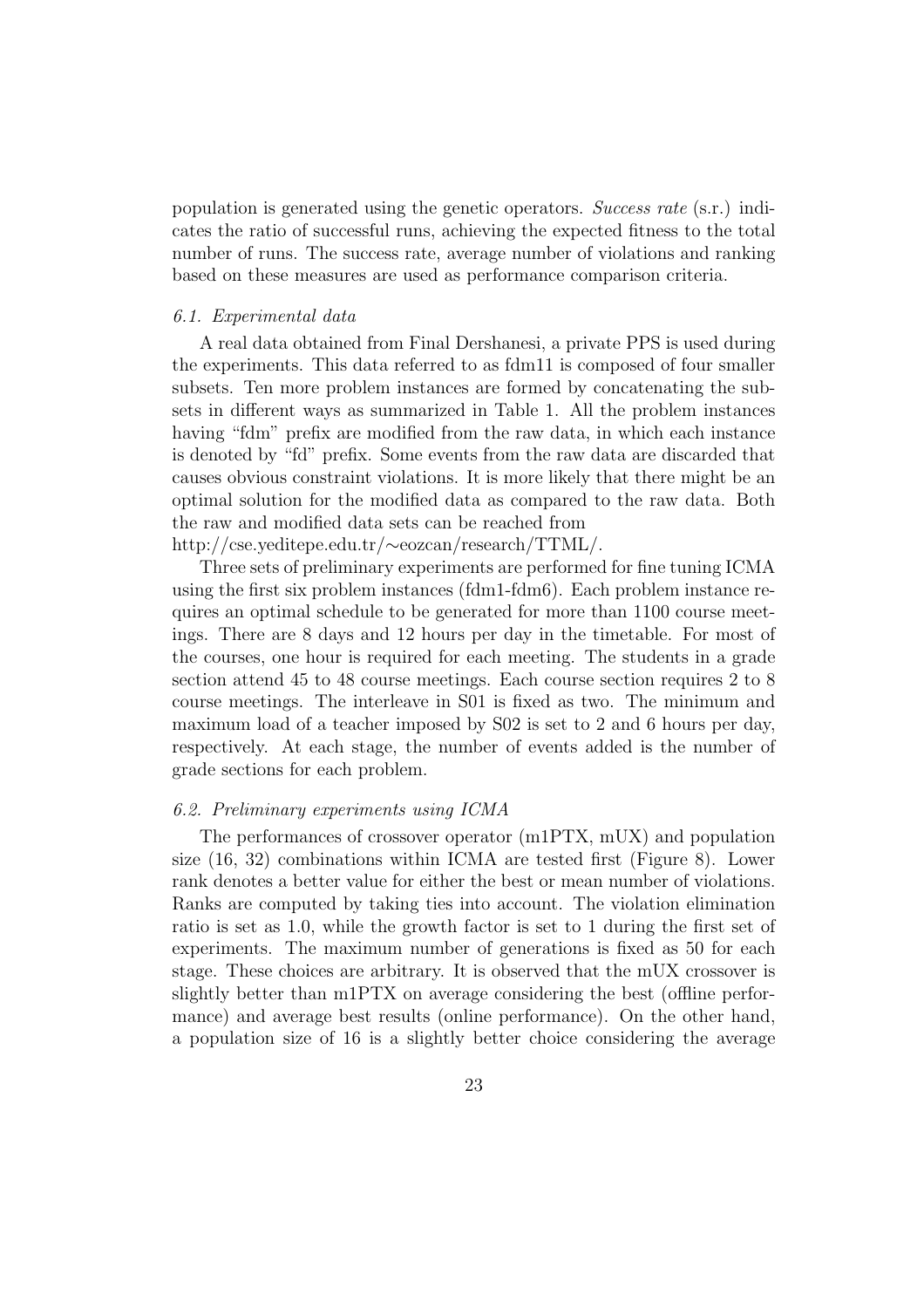population is generated using the genetic operators. *Success rate* (s.r.) indicates the ratio of successful runs, achieving the expected fitness to the total number of runs. The success rate, average number of violations and ranking based on these measures are used as performance comparison criteria.

### *6.1. Experimental data*

A real data obtained from Final Dershanesi, a private PPS is used during the experiments. This data referred to as fdm11 is composed of four smaller subsets. Ten more problem instances are formed by concatenating the subsets in different ways as summarized in Table 1. All the problem instances having "fdm" prefix are modified from the raw data, in which each instance is denoted by "fd" prefix. Some events from the raw data are discarded that causes obvious constraint violations. It is more likely that there might be an optimal solution for the modified data as compared to the raw data. Both the raw and modified data sets can be reached from
http://cse.yeditepe.edu.tr/∼eozcan/research/TTML/.

Three sets of preliminary experiments are performed for fine tuning ICMA using the first six problem instances (fdm1-fdm6). Each problem instance requires an optimal schedule to be generated for more than 1100 course meetings. There are 8 days and 12 hours per day in the timetable. For most of the courses, one hour is required for each meeting. The students in a grade section attend 45 to 48 course meetings. Each course section requires 2 to 8 course meetings. The interleave in S01 is fixed as two. The minimum and maximum load of a teacher imposed by S02 is set to 2 and 6 hours per day, respectively. At each stage, the number of events added is the number of grade sections for each problem.

### *6.2. Preliminary experiments using ICMA*

The performances of crossover operator (m1PTX, mUX) and population size (16, 32) combinations within ICMA are tested first (Figure 8). Lower rank denotes a better value for either the best or mean number of violations. Ranks are computed by taking ties into account. The violation elimination ratio is set as 1.0, while the growth factor is set to 1 during the first set of experiments. The maximum number of generations is fixed as 50 for each stage. These choices are arbitrary. It is observed that the mUX crossover is slightly better than m1PTX on average considering the best (offline performance) and average best results (online performance). On the other hand, a population size of 16 is a slightly better choice considering the average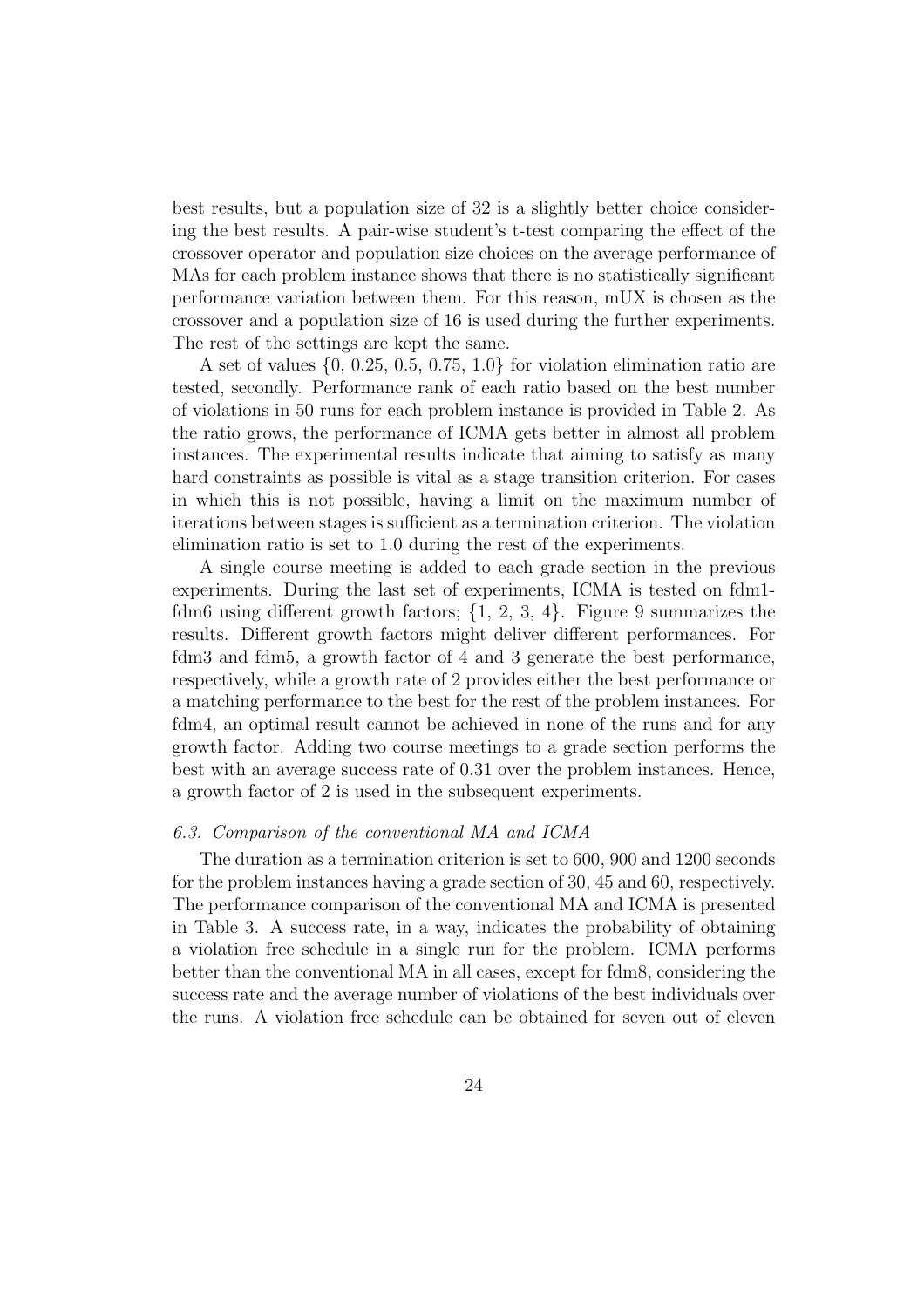best results, but a population size of 32 is a slightly better choice considering the best results. A pair-wise student's t-test comparing the effect of the crossover operator and population size choices on the average performance of MAs for each problem instance shows that there is no statistically significant performance variation between them. For this reason, mUX is chosen as the crossover and a population size of 16 is used during the further experiments. The rest of the settings are kept the same.

A set of values {0, 0.25, 0.5, 0.75, 1.0} for violation elimination ratio are tested, secondly. Performance rank of each ratio based on the best number of violations in 50 runs for each problem instance is provided in Table 2. As the ratio grows, the performance of ICMA gets better in almost all problem instances. The experimental results indicate that aiming to satisfy as many hard constraints as possible is vital as a stage transition criterion. For cases in which this is not possible, having a limit on the maximum number of iterations between stages is sufficient as a termination criterion. The violation elimination ratio is set to 1.0 during the rest of the experiments.

A single course meeting is added to each grade section in the previous experiments. During the last set of experiments, ICMA is tested on fdm1-fdm6 using different growth factors; {1, 2, 3, 4}. Figure 9 summarizes the results. Different growth factors might deliver different performances. For fdm3 and fdm5, a growth factor of 4 and 3 generate the best performance, respectively, while a growth rate of 2 provides either the best performance or a matching performance to the best for the rest of the problem instances. For fdm4, an optimal result cannot be achieved in none of the runs and for any growth factor. Adding two course meetings to a grade section performs the best with an average success rate of 0.31 over the problem instances. Hence, a growth factor of 2 is used in the subsequent experiments.

### *6.3. Comparison of the conventional MA and ICMA*

The duration as a termination criterion is set to 600, 900 and 1200 seconds for the problem instances having a grade section of 30, 45 and 60, respectively. The performance comparison of the conventional MA and ICMA is presented in Table 3. A success rate, in a way, indicates the probability of obtaining a violation free schedule in a single run for the problem. ICMA performs better than the conventional MA in all cases, except for fdm8, considering the success rate and the average number of violations of the best individuals over the runs. A violation free schedule can be obtained for seven out of eleven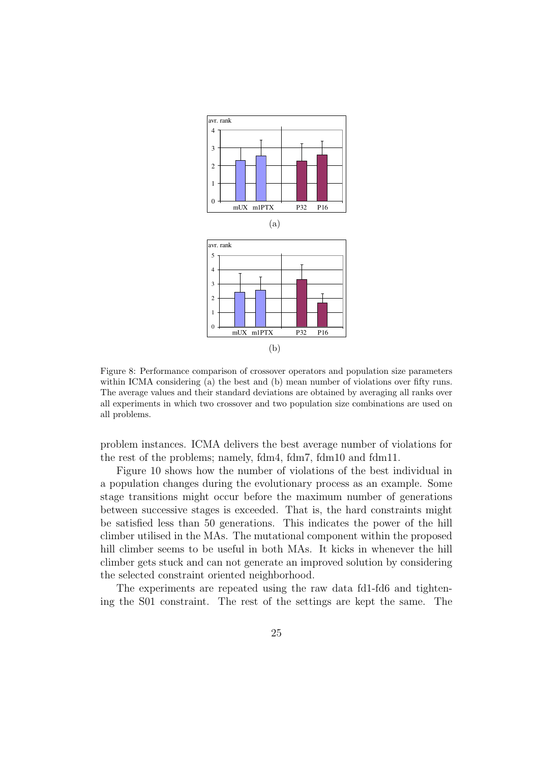Figure 8: Performance comparison of crossover operators and population size parameters within ICMA considering (a) the best and (b) mean number of violations over fifty runs. The average values and their standard deviations are obtained by averaging all ranks over all experiments in which two crossover and two population size combinations are used on all problems.

problem instances. ICMA delivers the best average number of violations for the rest of the problems; namely, fdm4, fdm7, fdm10 and fdm11.

Figure 10 shows how the number of violations of the best individual in a population changes during the evolutionary process as an example. Some stage transitions might occur before the maximum number of generations between successive stages is exceeded. That is, the hard constraints might be satisfied less than 50 generations. This indicates the power of the hill climber utilised in the MAs. The mutational component within the proposed hill climber seems to be useful in both MAs. It kicks in whenever the hill climber gets stuck and can not generate an improved solution by considering the selected constraint oriented neighborhood.

The experiments are repeated using the raw data fd1-fd6 and tightening the S01 constraint. The rest of the settings are kept the same. The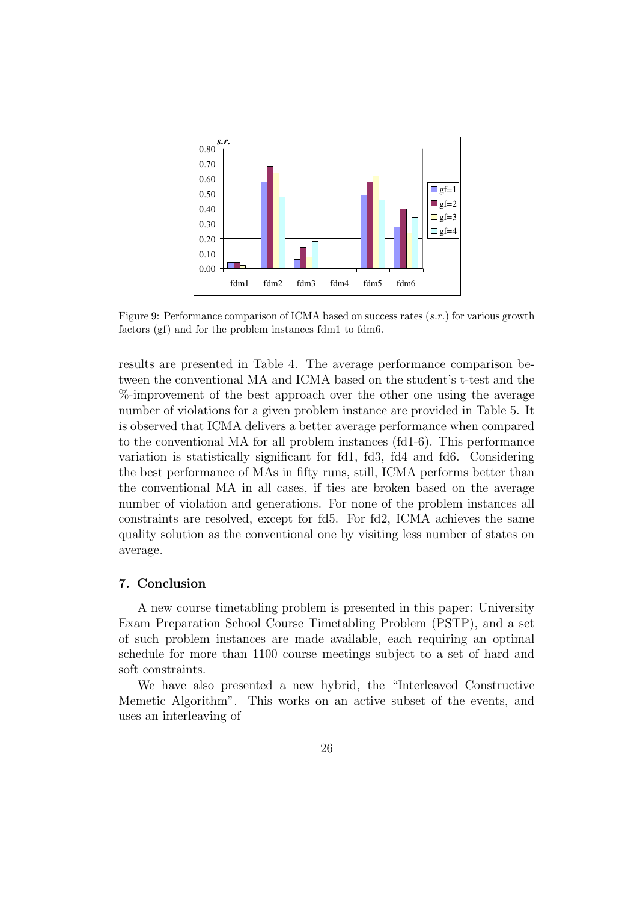Figure 9: Performance comparison of ICMA based on success rates ($s.r.$) for various growth factors (gf) and for the problem instances fdm1 to fdm6.

results are presented in Table 4. The average performance comparison between the conventional MA and ICMA based on the student's t-test and the %-improvement of the best approach over the other one using the average number of violations for a given problem instance are provided in Table 5. It is observed that ICMA delivers a better average performance when compared to the conventional MA for all problem instances (fd1-6). This performance variation is statistically significant for fd1, fd3, fd4 and fd6. Considering the best performance of MAs in fifty runs, still, ICMA performs better than the conventional MA in all cases, if ties are broken based on the average number of violation and generations. For none of the problem instances all constraints are resolved, except for fd5. For fd2, ICMA achieves the same quality solution as the conventional one by visiting less number of states on average.

## 7. Conclusion

A new course timetabling problem is presented in this paper: University Exam Preparation School Course Timetabling Problem (PSTP), and a set of such problem instances are made available, each requiring an optimal schedule for more than 1100 course meetings subject to a set of hard and soft constraints.

We have also presented a new hybrid, the "Interleaved Constructive Memetic Algorithm". This works on an active subset of the events, and uses an interleaving of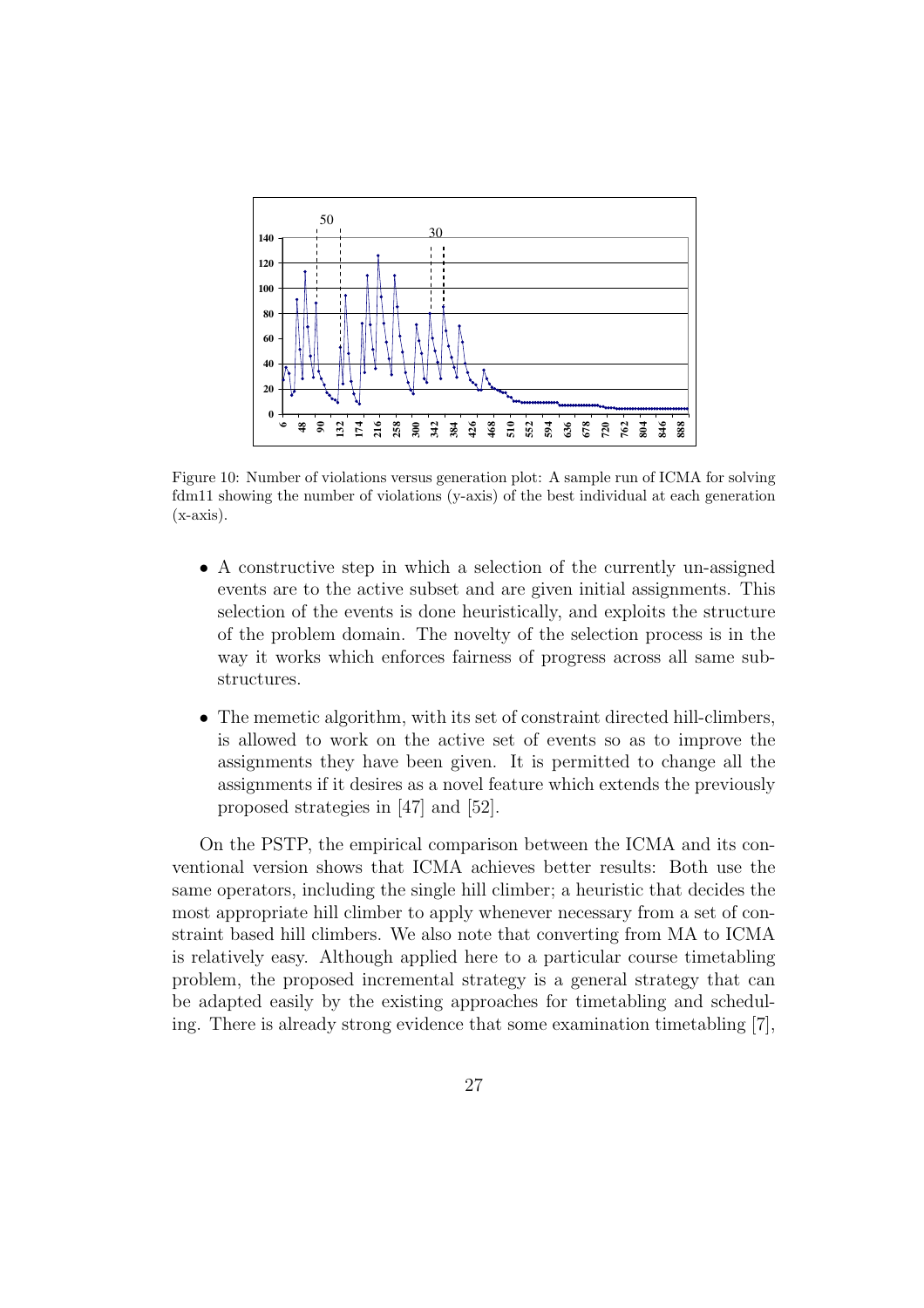Figure 10: Number of violations versus generation plot: A sample run of ICMA for solving fdm11 showing the number of violations (y-axis) of the best individual at each generation (x-axis).

- A constructive step in which a selection of the currently un-assigned events are to the active subset and are given initial assignments. This selection of the events is done heuristically, and exploits the structure of the problem domain. The novelty of the selection process is in the way it works which enforces fairness of progress across all same sub-structures.
- The memetic algorithm, with its set of constraint directed hill-climbers, is allowed to work on the active set of events so as to improve the assignments they have been given. It is permitted to change all the assignments if it desires as a novel feature which extends the previously proposed strategies in [47] and [52].

On the PSTP, the empirical comparison between the ICMA and its conventional version shows that ICMA achieves better results: Both use the same operators, including the single hill climber; a heuristic that decides the most appropriate hill climber to apply whenever necessary from a set of constraint based hill climbers. We also note that converting from MA to ICMA is relatively easy. Although applied here to a particular course timetabling problem, the proposed incremental strategy is a general strategy that can be adapted easily by the existing approaches for timetabling and scheduling. There is already strong evidence that some examination timetabling [7],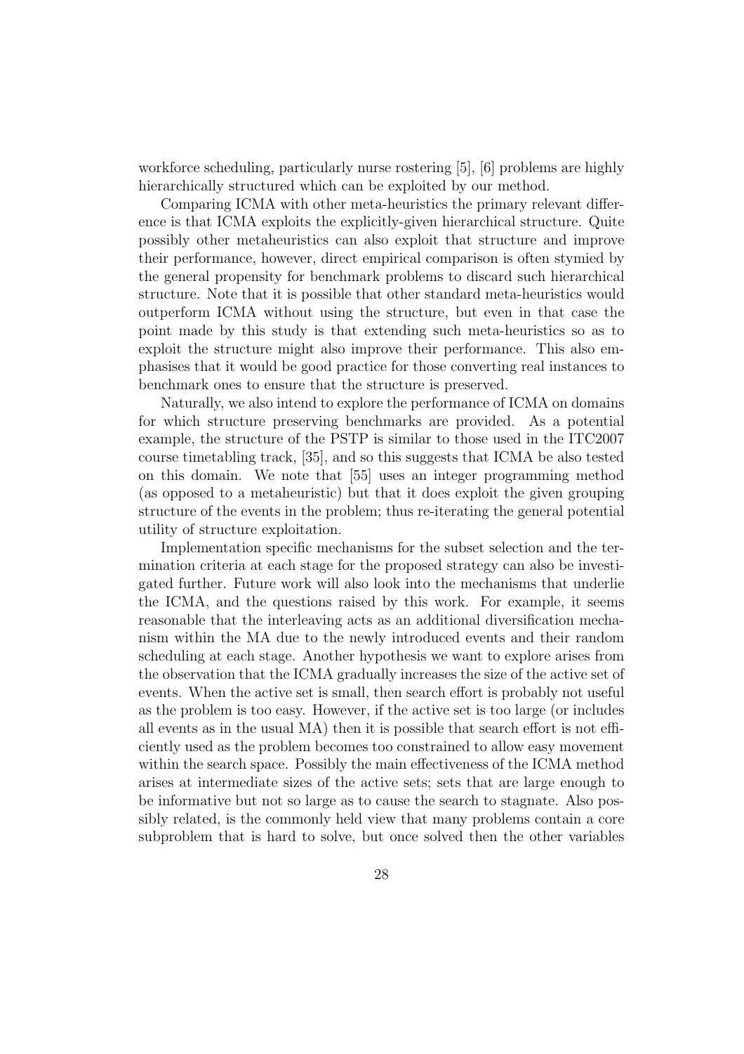workforce scheduling, particularly nurse rostering [5], [6] problems are highly hierarchically structured which can be exploited by our method.

Comparing ICMA with other meta-heuristics the primary relevant difference is that ICMA exploits the explicitly-given hierarchical structure. Quite possibly other metaheuristics can also exploit that structure and improve their performance, however, direct empirical comparison is often stymied by the general propensity for benchmark problems to discard such hierarchical structure. Note that it is possible that other standard meta-heuristics would outperform ICMA without using the structure, but even in that case the point made by this study is that extending such meta-heuristics so as to exploit the structure might also improve their performance. This also emphasises that it would be good practice for those converting real instances to benchmark ones to ensure that the structure is preserved.

Naturally, we also intend to explore the performance of ICMA on domains for which structure preserving benchmarks are provided. As a potential example, the structure of the PSTP is similar to those used in the ITC2007 course timetabling track, [35], and so this suggests that ICMA be also tested on this domain. We note that [55] uses an integer programming method (as opposed to a metaheuristic) but that it does exploit the given grouping structure of the events in the problem; thus re-iterating the general potential utility of structure exploitation.

Implementation specific mechanisms for the subset selection and the termination criteria at each stage for the proposed strategy can also be investigated further. Future work will also look into the mechanisms that underlie the ICMA, and the questions raised by this work. For example, it seems reasonable that the interleaving acts as an additional diversification mechanism within the MA due to the newly introduced events and their random scheduling at each stage. Another hypothesis we want to explore arises from the observation that the ICMA gradually increases the size of the active set of events. When the active set is small, then search effort is probably not useful as the problem is too easy. However, if the active set is too large (or includes all events as in the usual MA) then it is possible that search effort is not efficiently used as the problem becomes too constrained to allow easy movement within the search space. Possibly the main effectiveness of the ICMA method arises at intermediate sizes of the active sets; sets that are large enough to be informative but not so large as to cause the search to stagnate. Also possibly related, is the commonly held view that many problems contain a core subproblem that is hard to solve, but once solved then the other variables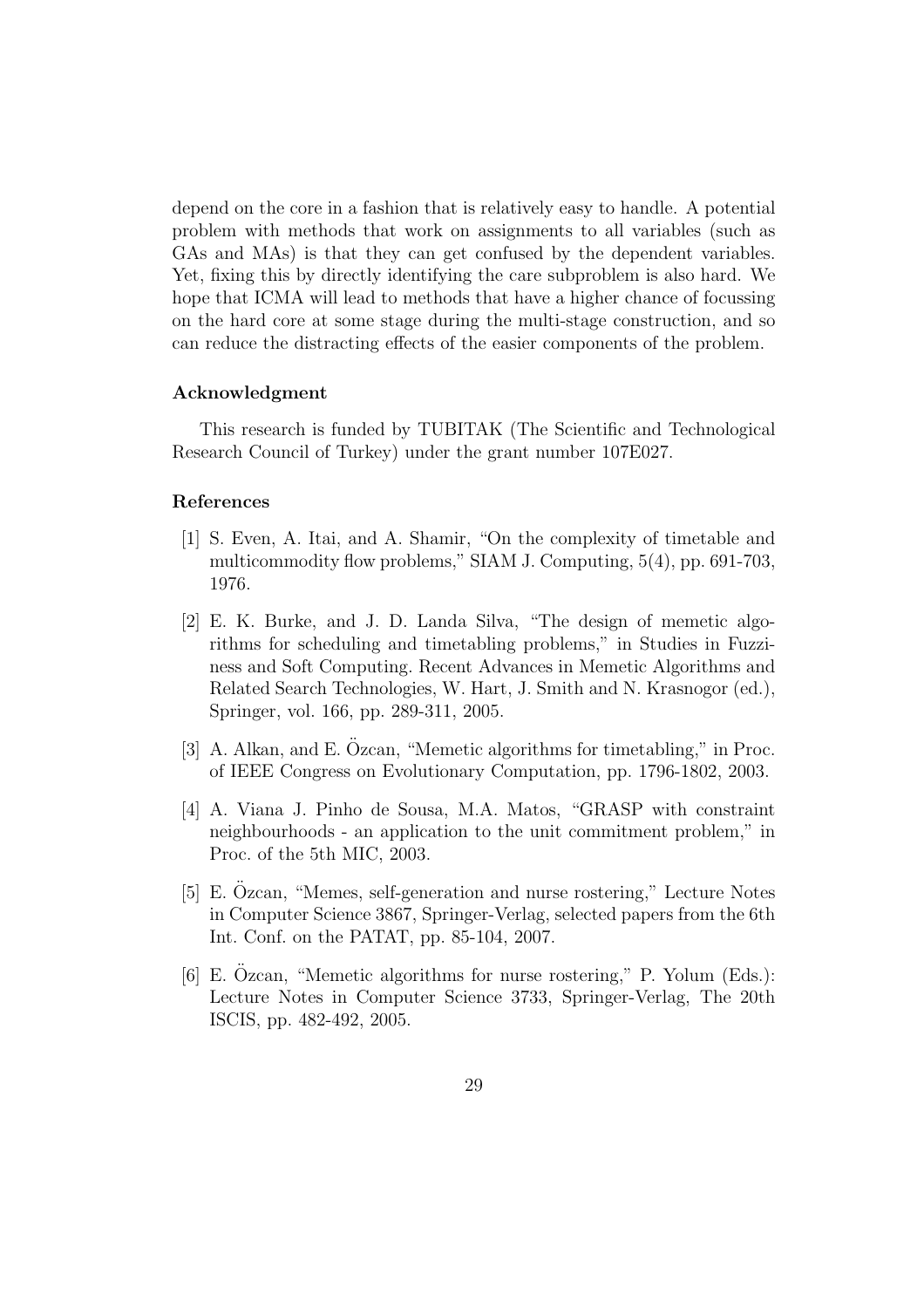depend on the core in a fashion that is relatively easy to handle. A potential problem with methods that work on assignments to all variables (such as GAs and MAs) is that they can get confused by the dependent variables. Yet, fixing this by directly identifying the care subproblem is also hard. We hope that ICMA will lead to methods that have a higher chance of focussing on the hard core at some stage during the multi-stage construction, and so can reduce the distracting effects of the easier components of the problem.

### Acknowledgment

This research is funded by TUBITAK (The Scientific and Technological Research Council of Turkey) under the grant number 107E027.

### References

[1] S. Even, A. Itai, and A. Shamir, "On the complexity of timetable and multicommodity flow problems," SIAM J. Computing, 5(4), pp. 691-703, 1976.

[2] E. K. Burke, and J. D. Landa Silva, "The design of memetic algorithms for scheduling and timetabling problems," in Studies in Fuzziness and Soft Computing. Recent Advances in Memetic Algorithms and Related Search Technologies, W. Hart, J. Smith and N. Krasnogor (ed.), Springer, vol. 166, pp. 289-311, 2005.

[3] A. Alkan, and E. Özcan, "Memetic algorithms for timetabling," in Proc. of IEEE Congress on Evolutionary Computation, pp. 1796-1802, 2003.

[4] A. Viana J. Pinho de Sousa, M.A. Matos, "GRASP with constraint neighbourhoods - an application to the unit commitment problem," in Proc. of the 5th MIC, 2003.

[5] E. Özcan, "Memes, self-generation and nurse rostering," Lecture Notes in Computer Science 3867, Springer-Verlag, selected papers from the 6th Int. Conf. on the PATAT, pp. 85-104, 2007.

[6] E. Özcan, "Memetic algorithms for nurse rostering," P. Yolum (Eds.): Lecture Notes in Computer Science 3733, Springer-Verlag, The 20th ISCIS, pp. 482-492, 2005.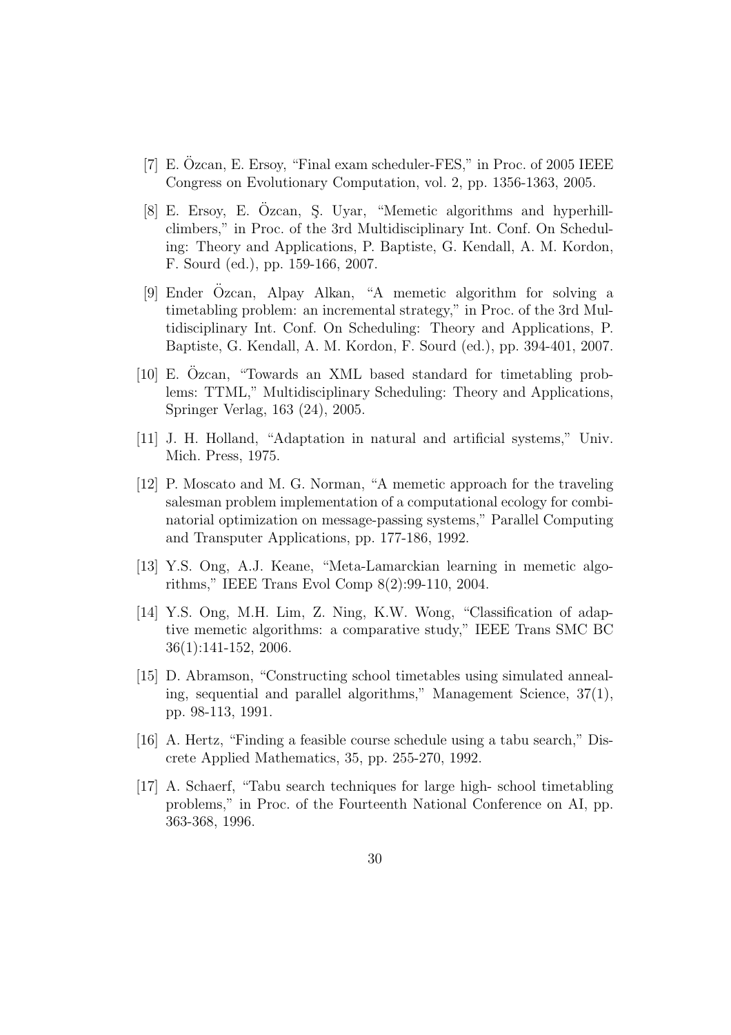[7] E. Özcan, E. Ersoy, "Final exam scheduler-FES," in Proc. of 2005 IEEE Congress on Evolutionary Computation, vol. 2, pp. 1356-1363, 2005.

[8] E. Ersoy, E. Özcan, Ş. Uyar, "Memetic algorithms and hyperhill-climbers," in Proc. of the 3rd Multidisciplinary Int. Conf. On Scheduling: Theory and Applications, P. Baptiste, G. Kendall, A. M. Kordon, F. Sourd (ed.), pp. 159-166, 2007.

[9] Ender Özcan, Alpay Alkan, "A memetic algorithm for solving a timetabling problem: an incremental strategy," in Proc. of the 3rd Multidisciplinary Int. Conf. On Scheduling: Theory and Applications, P. Baptiste, G. Kendall, A. M. Kordon, F. Sourd (ed.), pp. 394-401, 2007.

[10] E. Özcan, "Towards an XML based standard for timetabling problems: TTML," Multidisciplinary Scheduling: Theory and Applications, Springer Verlag, 163 (24), 2005.

[11] J. H. Holland, "Adaptation in natural and artificial systems," Univ. Mich. Press, 1975.

[12] P. Moscato and M. G. Norman, "A memetic approach for the traveling salesman problem implementation of a computational ecology for combinatorial optimization on message-passing systems," Parallel Computing and Transputer Applications, pp. 177-186, 1992.

[13] Y.S. Ong, A.J. Keane, "Meta-Lamarckian learning in memetic algorithms," IEEE Trans Evol Comp 8(2):99-110, 2004.

[14] Y.S. Ong, M.H. Lim, Z. Ning, K.W. Wong, "Classification of adaptive memetic algorithms: a comparative study," IEEE Trans SMC BC 36(1):141-152, 2006.

[15] D. Abramson, "Constructing school timetables using simulated annealing, sequential and parallel algorithms," Management Science, 37(1), pp. 98-113, 1991.

[16] A. Hertz, "Finding a feasible course schedule using a tabu search," Discrete Applied Mathematics, 35, pp. 255-270, 1992.

[17] A. Schaerf, "Tabu search techniques for large high- school timetabling problems," in Proc. of the Fourteenth National Conference on AI, pp. 363-368, 1996.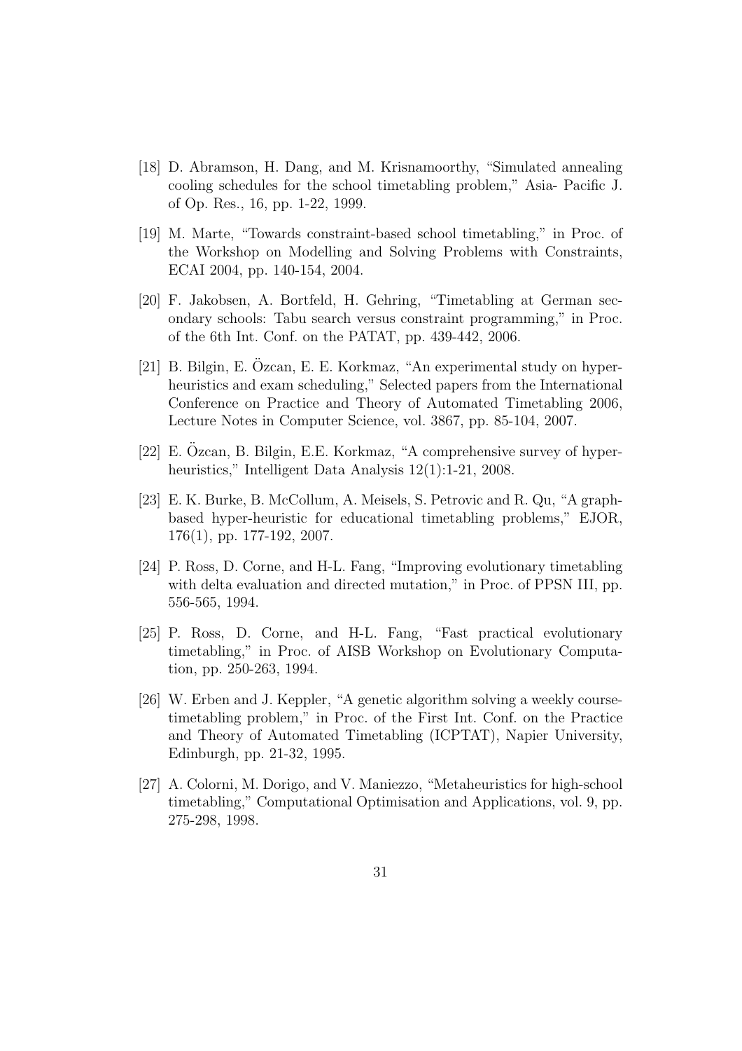[18] D. Abramson, H. Dang, and M. Krisnamoorthy, "Simulated annealing cooling schedules for the school timetabling problem," Asia- Pacific J. of Op. Res., 16, pp. 1-22, 1999.

[19] M. Marte, "Towards constraint-based school timetabling," in Proc. of the Workshop on Modelling and Solving Problems with Constraints, ECAI 2004, pp. 140-154, 2004.

[20] F. Jakobsen, A. Bortfeld, H. Gehring, "Timetabling at German secondary schools: Tabu search versus constraint programming," in Proc. of the 6th Int. Conf. on the PATAT, pp. 439-442, 2006.

[21] B. Bilgin, E. Özcan, E. E. Korkmaz, "An experimental study on hyper-heuristics and exam scheduling," Selected papers from the International Conference on Practice and Theory of Automated Timetabling 2006, Lecture Notes in Computer Science, vol. 3867, pp. 85-104, 2007.

[22] E. Özcan, B. Bilgin, E.E. Korkmaz, "A comprehensive survey of hyperheuristics," Intelligent Data Analysis 12(1):1-21, 2008.

[23] E. K. Burke, B. McCollum, A. Meisels, S. Petrovic and R. Qu, "A graph-based hyper-heuristic for educational timetabling problems," EJOR, 176(1), pp. 177-192, 2007.

[24] P. Ross, D. Corne, and H-L. Fang, "Improving evolutionary timetabling with delta evaluation and directed mutation," in Proc. of PPSN III, pp. 556-565, 1994.

[25] P. Ross, D. Corne, and H-L. Fang, "Fast practical evolutionary timetabling," in Proc. of AISB Workshop on Evolutionary Computation, pp. 250-263, 1994.

[26] W. Erben and J. Keppler, "A genetic algorithm solving a weekly course-timetabling problem," in Proc. of the First Int. Conf. on the Practice and Theory of Automated Timetabling (ICPTAT), Napier University, Edinburgh, pp. 21-32, 1995.

[27] A. Colorni, M. Dorigo, and V. Maniezzo, "Metaheuristics for high-school timetabling," Computational Optimisation and Applications, vol. 9, pp. 275-298, 1998.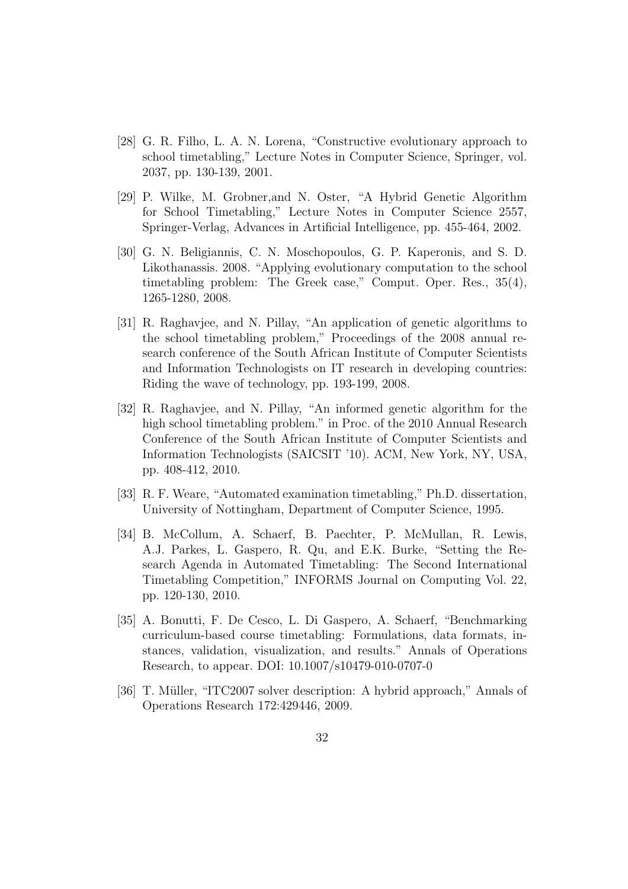[28] G. R. Filho, L. A. N. Lorena, "Constructive evolutionary approach to school timetabling," Lecture Notes in Computer Science, Springer, vol. 2037, pp. 130-139, 2001.

[29] P. Wilke, M. Grobner,and N. Oster, "A Hybrid Genetic Algorithm for School Timetabling," Lecture Notes in Computer Science 2557, Springer-Verlag, Advances in Artificial Intelligence, pp. 455-464, 2002.

[30] G. N. Beligiannis, C. N. Moschopoulos, G. P. Kaperonis, and S. D. Likothanassis. 2008. "Applying evolutionary computation to the school timetabling problem: The Greek case," Comput. Oper. Res., 35(4), 1265-1280, 2008.

[31] R. Raghavjee, and N. Pillay, "An application of genetic algorithms to the school timetabling problem," Proceedings of the 2008 annual research conference of the South African Institute of Computer Scientists and Information Technologists on IT research in developing countries: Riding the wave of technology, pp. 193-199, 2008.

[32] R. Raghavjee, and N. Pillay, "An informed genetic algorithm for the high school timetabling problem." in Proc. of the 2010 Annual Research Conference of the South African Institute of Computer Scientists and Information Technologists (SAICSIT '10). ACM, New York, NY, USA, pp. 408-412, 2010.

[33] R. F. Weare, "Automated examination timetabling," Ph.D. dissertation, University of Nottingham, Department of Computer Science, 1995.

[34] B. McCollum, A. Schaerf, B. Paechter, P. McMullan, R. Lewis, A.J. Parkes, L. Gaspero, R. Qu, and E.K. Burke, "Setting the Research Agenda in Automated Timetabling: The Second International Timetabling Competition," INFORMS Journal on Computing Vol. 22, pp. 120-130, 2010.

[35] A. Bonutti, F. De Cesco, L. Di Gaspero, A. Schaerf, "Benchmarking curriculum-based course timetabling: Formulations, data formats, instances, validation, visualization, and results." Annals of Operations Research, to appear. DOI: 10.1007/s10479-010-0707-0

[36] T. Müller, "ITC2007 solver description: A hybrid approach," Annals of Operations Research 172:429446, 2009.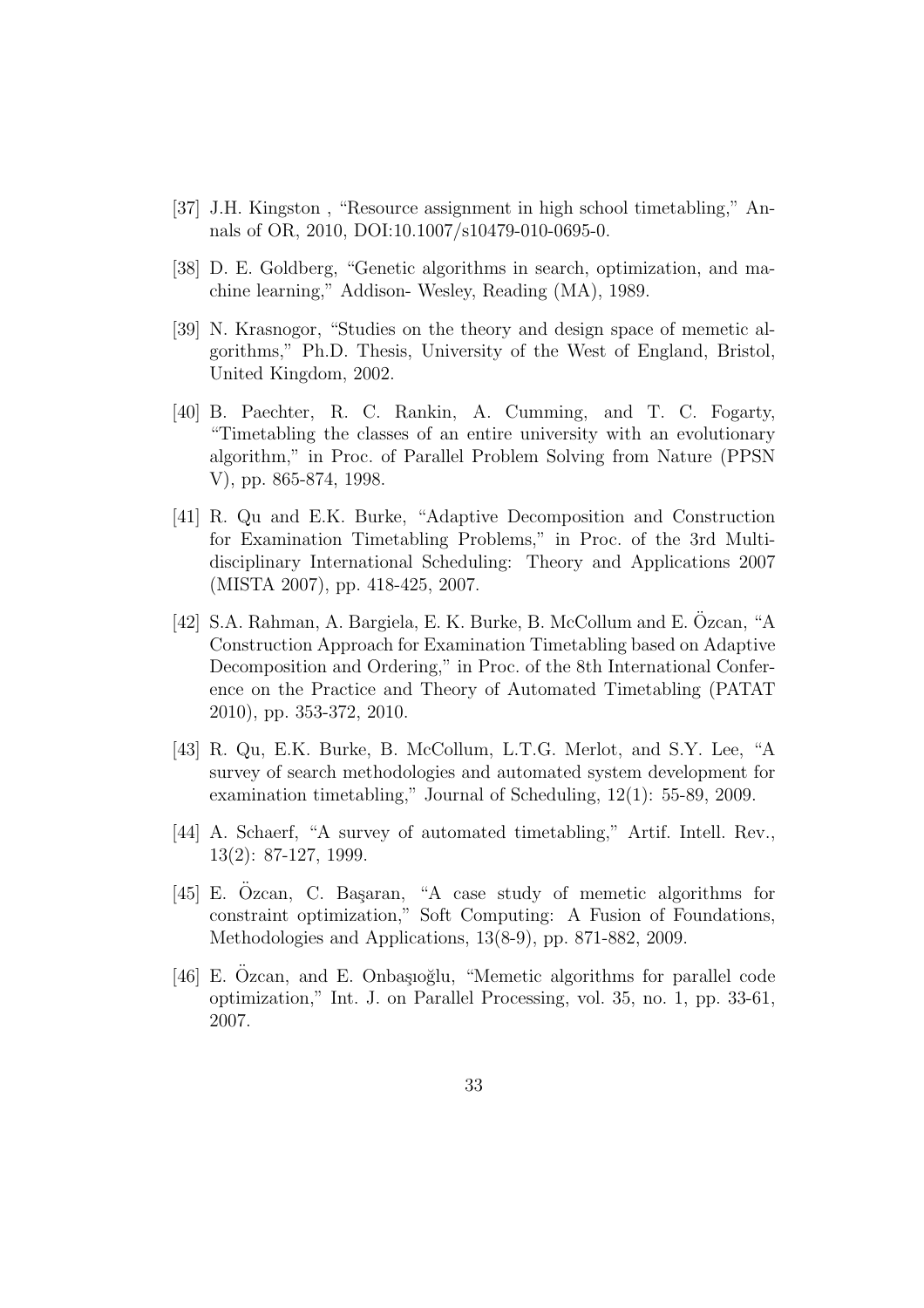[37] J.H. Kingston , "Resource assignment in high school timetabling," Annals of OR, 2010, DOI:10.1007/s10479-010-0695-0.

[38] D. E. Goldberg, "Genetic algorithms in search, optimization, and machine learning," Addison- Wesley, Reading (MA), 1989.

[39] N. Krasnogor, "Studies on the theory and design space of memetic algorithms," Ph.D. Thesis, University of the West of England, Bristol, United Kingdom, 2002.

[40] B. Paechter, R. C. Rankin, A. Cumming, and T. C. Fogarty, "Timetabling the classes of an entire university with an evolutionary algorithm," in Proc. of Parallel Problem Solving from Nature (PPSN V), pp. 865-874, 1998.

[41] R. Qu and E.K. Burke, "Adaptive Decomposition and Construction for Examination Timetabling Problems," in Proc. of the 3rd Multidisciplinary International Scheduling: Theory and Applications 2007 (MISTA 2007), pp. 418-425, 2007.

[42] S.A. Rahman, A. Bargiela, E. K. Burke, B. McCollum and E. Özcan, "A Construction Approach for Examination Timetabling based on Adaptive Decomposition and Ordering," in Proc. of the 8th International Conference on the Practice and Theory of Automated Timetabling (PATAT 2010), pp. 353-372, 2010.

[43] R. Qu, E.K. Burke, B. McCollum, L.T.G. Merlot, and S.Y. Lee, "A survey of search methodologies and automated system development for examination timetabling," Journal of Scheduling, 12(1): 55-89, 2009.

[44] A. Schaerf, "A survey of automated timetabling," Artif. Intell. Rev., 13(2): 87-127, 1999.

[45] E. Özcan, C. Başaran, "A case study of memetic algorithms for constraint optimization," Soft Computing: A Fusion of Foundations, Methodologies and Applications, 13(8-9), pp. 871-882, 2009.

[46] E. Özcan, and E. Onbaşıoğlu, "Memetic algorithms for parallel code optimization," Int. J. on Parallel Processing, vol. 35, no. 1, pp. 33-61, 2007.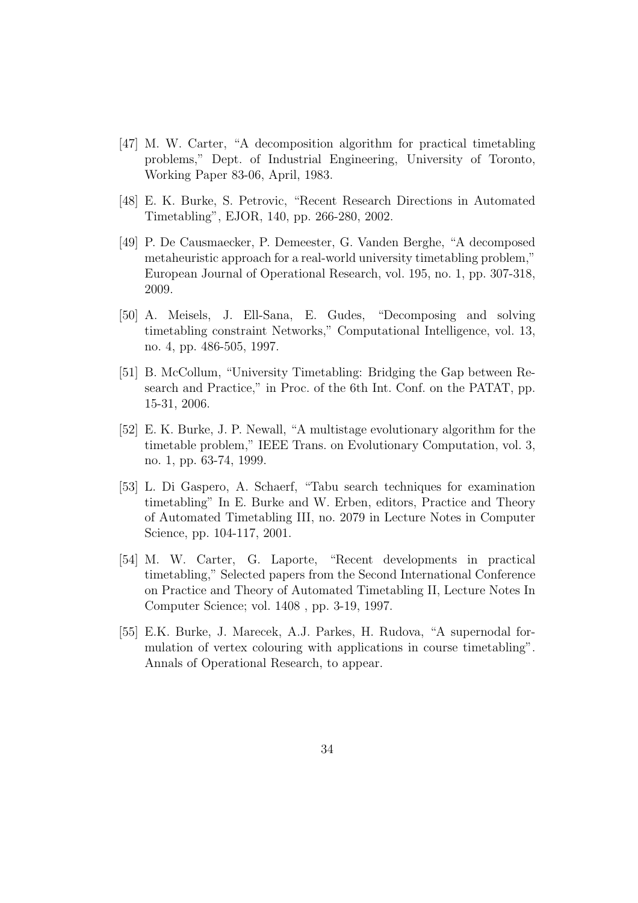[47] M. W. Carter, "A decomposition algorithm for practical timetabling problems," Dept. of Industrial Engineering, University of Toronto, Working Paper 83-06, April, 1983.

[48] E. K. Burke, S. Petrovic, "Recent Research Directions in Automated Timetabling", EJOR, 140, pp. 266-280, 2002.

[49] P. De Causmaecker, P. Demeester, G. Vanden Berghe, "A decomposed metaheuristic approach for a real-world university timetabling problem," European Journal of Operational Research, vol. 195, no. 1, pp. 307-318, 2009.

[50] A. Meisels, J. Ell-Sana, E. Gudes, "Decomposing and solving timetabling constraint Networks," Computational Intelligence, vol. 13, no. 4, pp. 486-505, 1997.

[51] B. McCollum, "University Timetabling: Bridging the Gap between Research and Practice," in Proc. of the 6th Int. Conf. on the PATAT, pp. 15-31, 2006.

[52] E. K. Burke, J. P. Newall, "A multistage evolutionary algorithm for the timetable problem," IEEE Trans. on Evolutionary Computation, vol. 3, no. 1, pp. 63-74, 1999.

[53] L. Di Gaspero, A. Schaerf, "Tabu search techniques for examination timetabling" In E. Burke and W. Erben, editors, Practice and Theory of Automated Timetabling III, no. 2079 in Lecture Notes in Computer Science, pp. 104-117, 2001.

[54] M. W. Carter, G. Laporte, "Recent developments in practical timetabling," Selected papers from the Second International Conference on Practice and Theory of Automated Timetabling II, Lecture Notes In Computer Science; vol. 1408 , pp. 3-19, 1997.

[55] E.K. Burke, J. Marecek, A.J. Parkes, H. Rudova, "A supernodal formulation of vertex colouring with applications in course timetabling". Annals of Operational Research, to appear.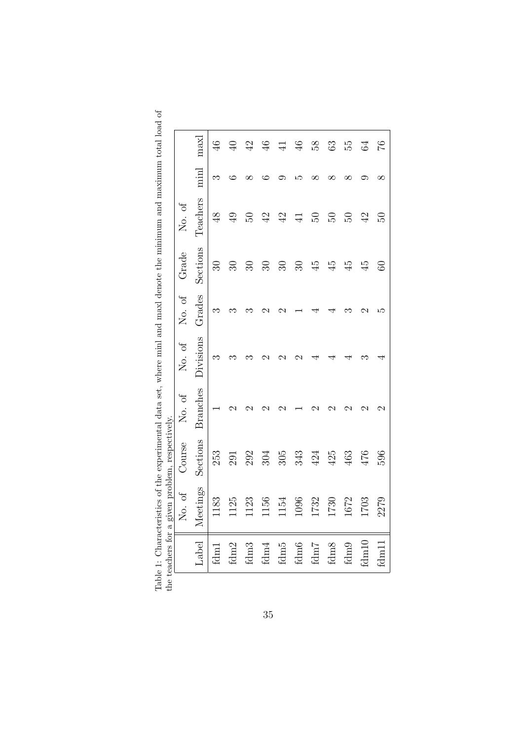Table 1: Characteristics of the experimental data set, where minl and maxl denote the minimum and maximum total load of the teachers for a given problem, respectively.

| Label | No. of Meetings | Course Sections | No. of Branches | No. of Divisions | No. of Grades | Grade Sections | No. of Teachers | minl | maxl |
|---|---|---|---|---|---|---|---|---|---|
| fdm1 | 1183 | 253 | 1 | 3 | 3 | 30 | 48 | 3 | 46 |
| fdm2 | 1125 | 291 | 2 | 3 | 3 | 30 | 49 | 6 | 40 |
| fdm3 | 1123 | 292 | 2 | 3 | 3 | 30 | 50 | 8 | 42 |
| fdm4 | 1156 | 304 | 2 | 2 | 2 | 30 | 42 | 6 | 46 |
| fdm5 | 1154 | 305 | 2 | 2 | 2 | 30 | 42 | 9 | 41 |
| fdm6 | 1096 | 343 | 1 | 2 | 1 | 30 | 41 | 5 | 46 |
| fdm7 | 1732 | 424 | 2 | 4 | 4 | 45 | 50 | 8 | 58 |
| fdm8 | 1730 | 425 | 2 | 4 | 4 | 45 | 50 | 8 | 63 |
| fdm9 | 1672 | 463 | 2 | 4 | 3 | 45 | 50 | 8 | 55 |
| fdm10 | 1703 | 476 | 2 | 3 | 2 | 45 | 42 | 9 | 64 |
| fdm11 | 2279 | 596 | 2 | 4 | 5 | 60 | 50 | 8 | 76 |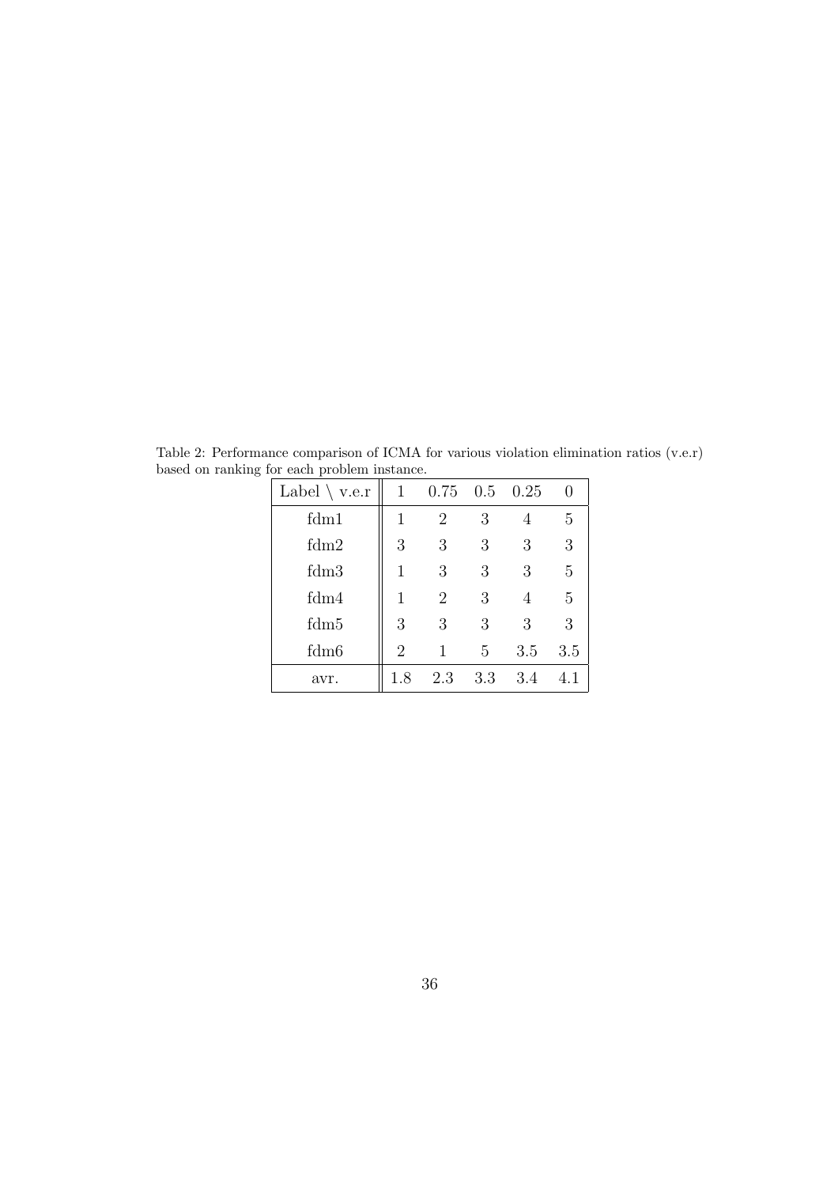Table 2: Performance comparison of ICMA for various violation elimination ratios (v.e.r) based on ranking for each problem instance.

| Label \ v.e.r | 1 | 0.75 | 0.5 | 0.25 | 0 |
|---|---|---|---|---|---|
| fdm1 | 1 | 2 | 3 | 4 | 5 |
| fdm2 | 3 | 3 | 3 | 3 | 3 |
| fdm3 | 1 | 3 | 3 | 3 | 5 |
| fdm4 | 1 | 2 | 3 | 4 | 5 |
| fdm5 | 3 | 3 | 3 | 3 | 3 |
| fdm6 | 2 | 1 | 5 | 3.5 | 3.5 |
| avr. | 1.8 | 2.3 | 3.3 | 3.4 | 4.1 |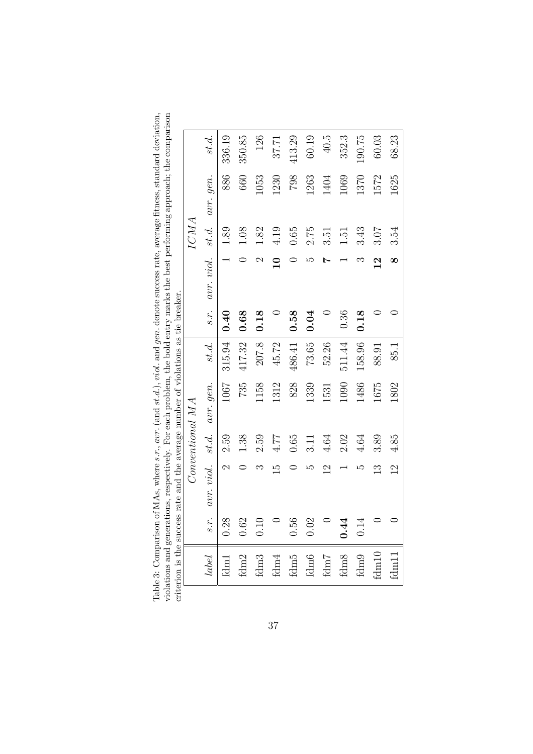Table 3: Comparison of MAs, where *s.r.*, *avr.* (and *st.d.*), *viol.* and *gen.* denote success rate, average fitness, standard deviation, violations and generations, respectively. For each problem, the bold entry marks the best performing approach; the comparison criterion is the success rate and the average number of violations as tie breaker.

| | *Conventional MA* | | | | | *ICMA* | | | | |
|---|---|---|---|---|---|---|---|---|---|---|
| *label* | *s.r.* | *avr. viol.* | *st.d.* | *avr. gen.* | *st.d.* | *s.r.* | *avr. viol.* | *st.d.* | *avr. gen.* | *st.d.* |
| fdm1 | 0.28 | 2 | 2.59 | 1067 | 315.94 | **0.40** | 1 | 1.89 | 886 | 336.19 |
| fdm2 | 0.62 | 0 | 1.38 | 735 | 417.32 | **0.68** | 0 | 1.08 | 660 | 350.85 |
| fdm3 | 0.10 | 3 | 2.59 | 1158 | 207.8 | **0.18** | 2 | 1.82 | 1053 | 126 |
| fdm4 | 0 | 15 | 4.77 | 1312 | 45.72 | 0 | **10** | 4.19 | 1230 | 37.71 |
| fdm5 | 0.56 | 0 | 0.65 | 828 | 486.41 | **0.58** | 0 | 0.65 | 798 | 413.29 |
| fdm6 | 0.02 | 5 | 3.11 | 1339 | 73.65 | **0.04** | 5 | 2.75 | 1263 | 60.19 |
| fdm7 | 0 | 12 | 4.64 | 1531 | 52.26 | 0 | **7** | 3.51 | 1404 | 40.5 |
| fdm8 | **0.44** | 1 | 2.02 | 1090 | 511.44 | 0.36 | 1 | 1.51 | 1069 | 352.3 |
| fdm9 | 0.14 | 5 | 4.64 | 1486 | 158.96 | **0.18** | 3 | 3.43 | 1370 | 190.75 |
| fdm10 | 0 | 13 | 3.89 | 1675 | 88.91 | 0 | **12** | 3.07 | 1572 | 60.03 |
| fdm11 | 0 | 12 | 4.85 | 1802 | 85.1 | 0 | **8** | 3.54 | 1625 | 68.23 |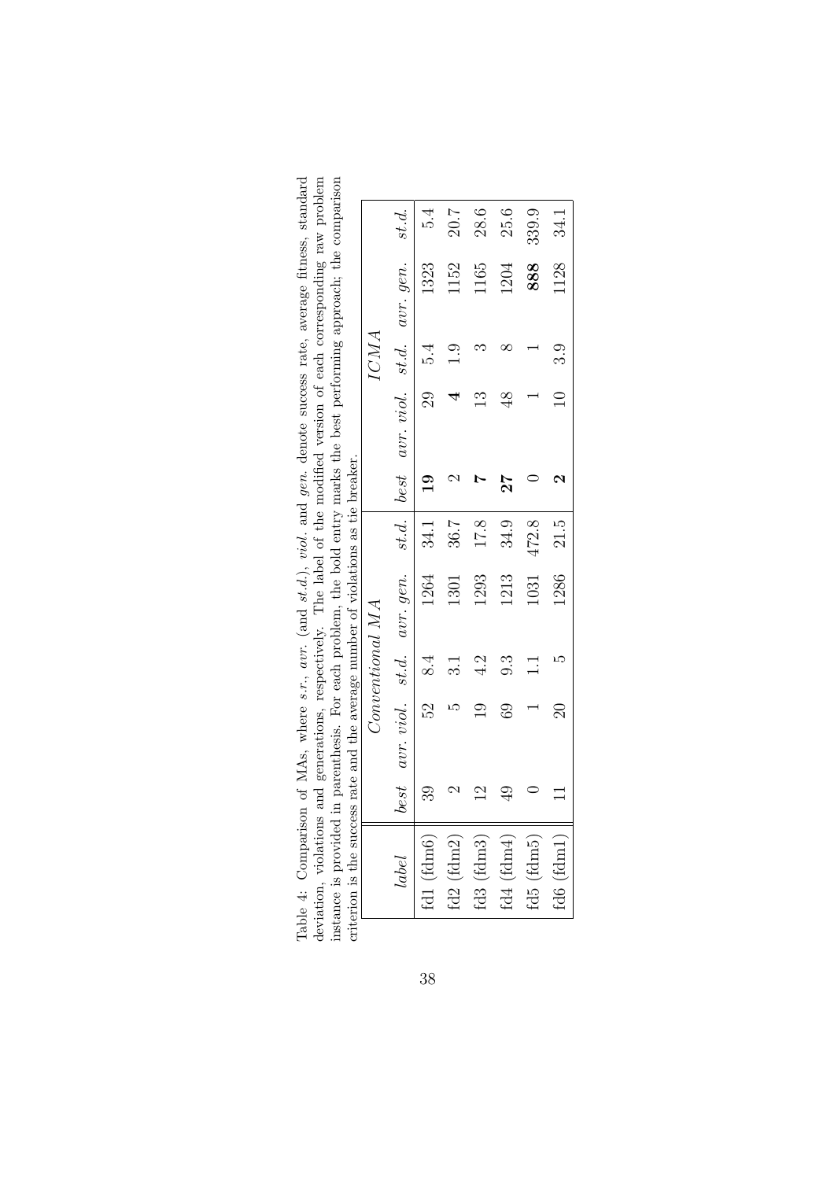Table 4: Comparison of MAs, where *s.r.*, *avr.* (and *st.d.*), *viol.* and *gen.* denote success rate, average fitness, standard deviation, violations and generations, respectively. The label of the modified version of each corresponding raw problem instance is provided in parenthesis. For each problem, the bold entry marks the best performing approach; the comparison criterion is the success rate and the average number of violations as tie breaker.

| *label* | *Conventional MA* | | | | | *ICMA* | | | | |
|---|---|---|---|---|---|---|---|---|---|---|
| | *best* | *avr. viol.* | *st.d.* | *avr. gen.* | *st.d.* | *best* | *avr. viol.* | *st.d.* | *avr. gen.* | *st.d.* |
| fd1 (fdm6) | 39 | 52 | 8.4 | 1264 | 34.1 | **19** | 29 | 5.4 | 1323 | 5.4 |
| fd2 (fdm2) | 2 | 5 | 3.1 | 1301 | 36.7 | 2 | **4** | 1.9 | 1152 | 20.7 |
| fd3 (fdm3) | 12 | 19 | 4.2 | 1293 | 17.8 | **7** | 13 | 3 | 1165 | 28.6 |
| fd4 (fdm4) | 49 | 69 | 9.3 | 1213 | 34.9 | **27** | 48 | 8 | 1204 | 25.6 |
| fd5 (fdm5) | 0 | 1 | 1.1 | 1031 | 472.8 | 0 | 1 | 1 | **888** | 339.9 |
| fd6 (fdm1) | 11 | 20 | 5 | 1286 | 21.5 | **2** | 10 | 3.9 | 1128 | 34.1 |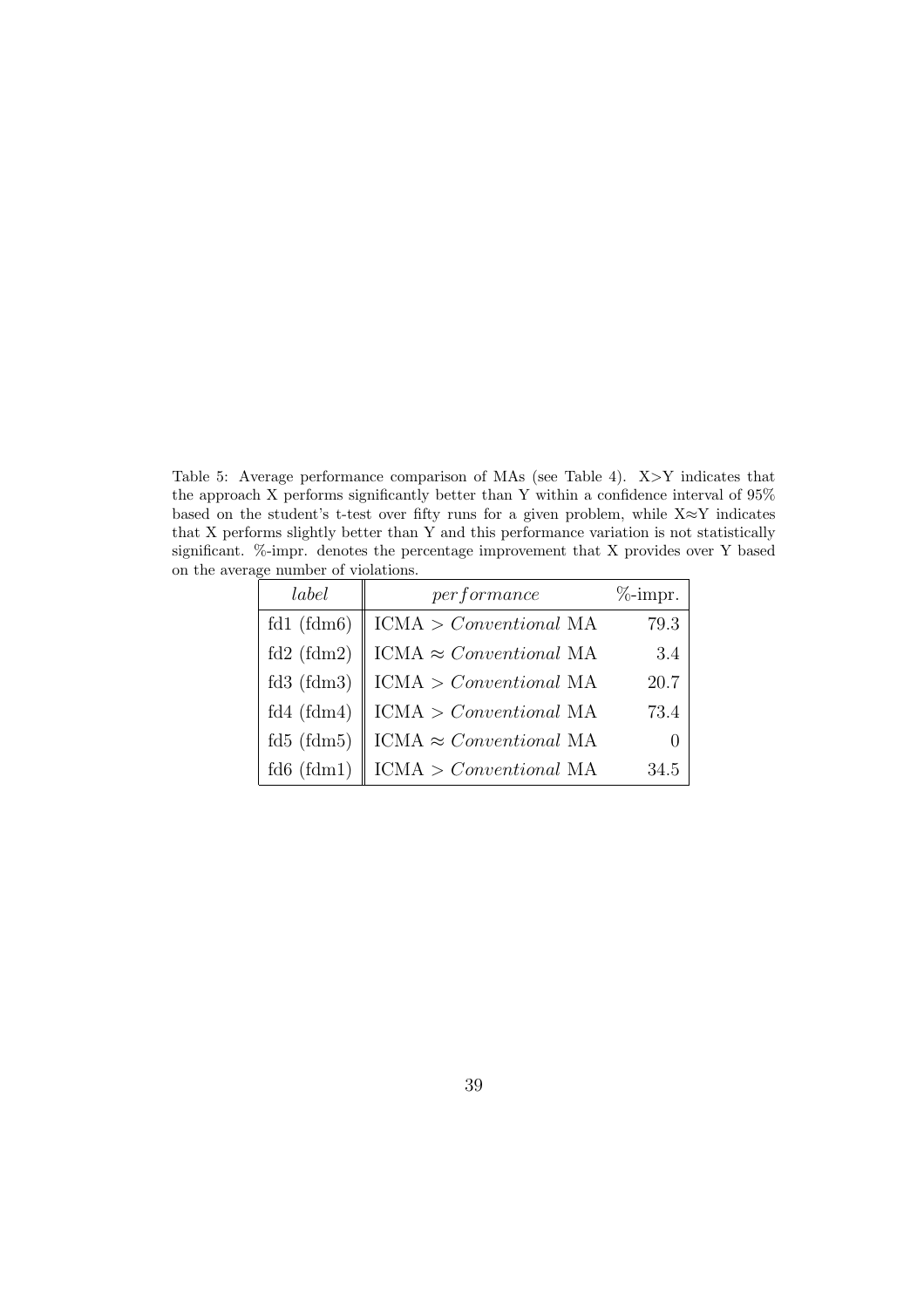Table 5: Average performance comparison of MAs (see Table 4). X>Y indicates that the approach X performs significantly better than Y within a confidence interval of 95% based on the student's t-test over fifty runs for a given problem, while X≈Y indicates that X performs slightly better than Y and this performance variation is not statistically significant. %-impr. denotes the percentage improvement that X provides over Y based on the average number of violations.

| *label* | *performance* | %-impr. |
|---|---|---|
| fd1 (fdm6) | ICMA > *Conventional* MA | 79.3 |
| fd2 (fdm2) | ICMA ≈ *Conventional* MA | 3.4 |
| fd3 (fdm3) | ICMA > *Conventional* MA | 20.7 |
| fd4 (fdm4) | ICMA > *Conventional* MA | 73.4 |
| fd5 (fdm5) | ICMA ≈ *Conventional* MA | 0 |
| fd6 (fdm1) | ICMA > *Conventional* MA | 34.5 |